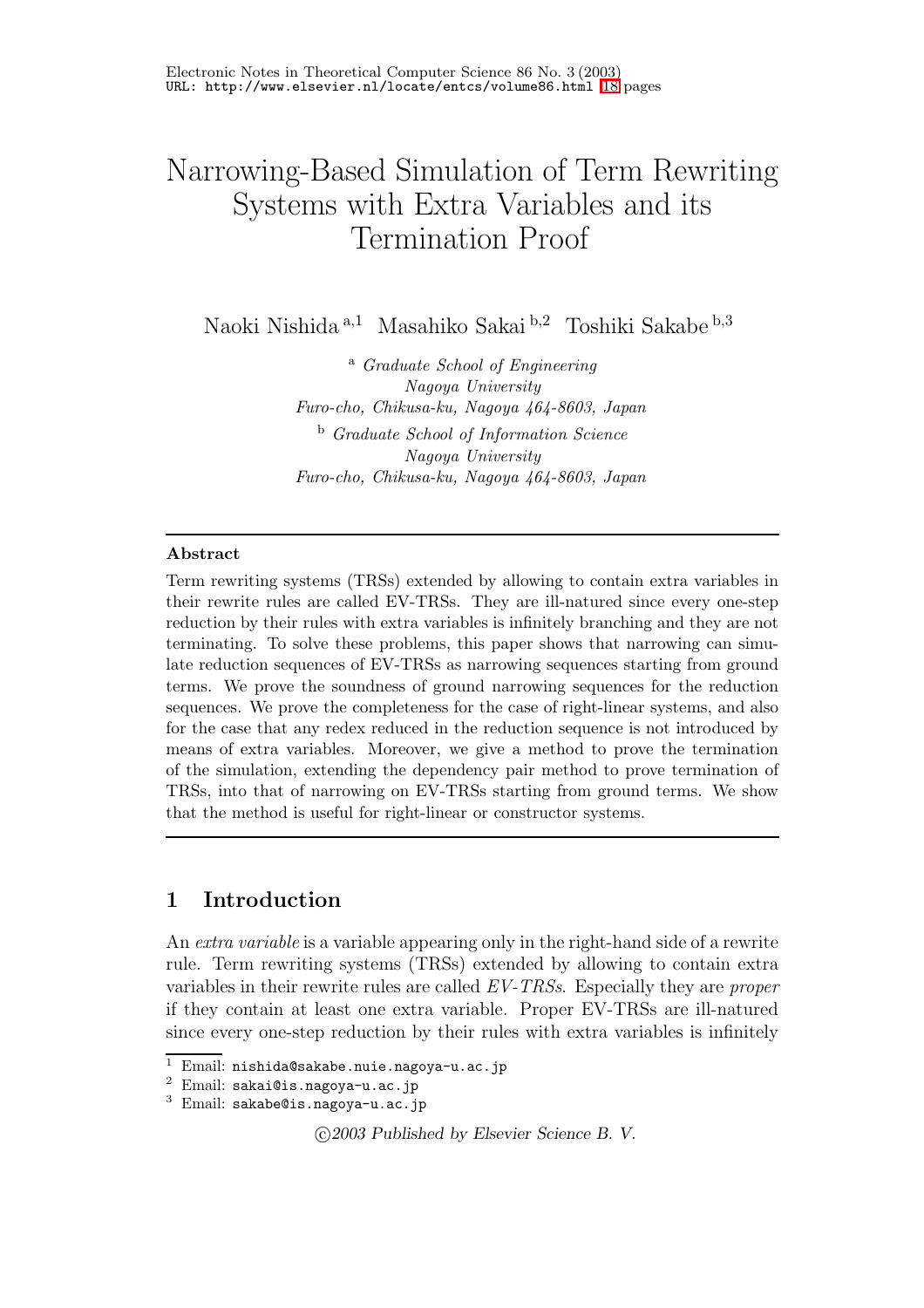# Narrowing-Based Simulation of Term Rewriting Systems with Extra Variables and its Termination Proof

Naoki Nishida [a,1] Masahiko Sakai [b,2] Toshiki Sakabe [b,3]

[a] *Graduate School of Engineering*
*Nagoya University*
*Furo-cho, Chikusa-ku, Nagoya 464-8603, Japan*

[b] *Graduate School of Information Science*
*Nagoya University*
*Furo-cho, Chikusa-ku, Nagoya 464-8603, Japan*

---

**Abstract**

Term rewriting systems (TRSs) extended by allowing to contain extra variables in their rewrite rules are called EV-TRSs. They are ill-natured since every one-step reduction by their rules with extra variables is infinitely branching and they are not terminating. To solve these problems, this paper shows that narrowing can simulate reduction sequences of EV-TRSs as narrowing sequences starting from ground terms. We prove the soundness of ground narrowing sequences for the reduction sequences. We prove the completeness for the case of right-linear systems, and also for the case that any redex reduced in the reduction sequence is not introduced by means of extra variables. Moreover, we give a method to prove the termination of the simulation, extending the dependency pair method to prove termination of TRSs, into that of narrowing on EV-TRSs starting from ground terms. We show that the method is useful for right-linear or constructor systems.

---

## 1 Introduction

An *extra variable* is a variable appearing only in the right-hand side of a rewrite rule. Term rewriting systems (TRSs) extended by allowing to contain extra variables in their rewrite rules are called *EV-TRSs*. Especially they are *proper* if they contain at least one extra variable. Proper EV-TRSs are ill-natured since every one-step reduction by their rules with extra variables is infinitely

---

[1] Email: nishida@sakabe.nuie.nagoya-u.ac.jp

[2] Email: sakai@is.nagoya-u.ac.jp

[3] Email: sakabe@is.nagoya-u.ac.jp

©2003 Published by Elsevier Science B. V.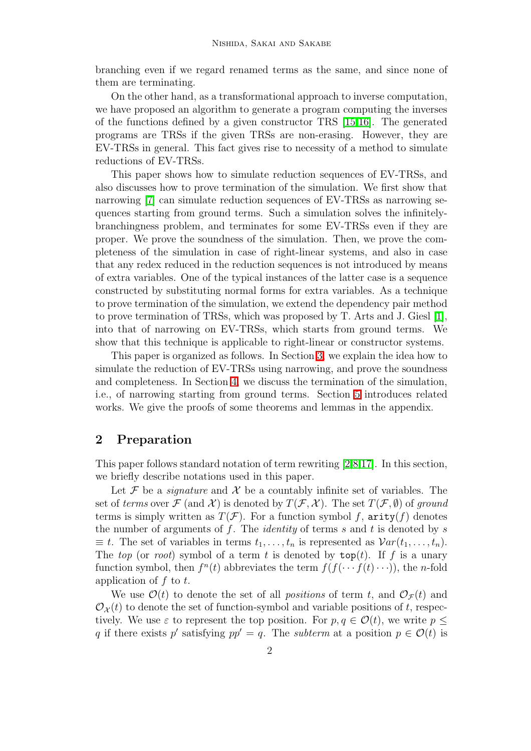branching even if we regard renamed terms as the same, and since none of them are terminating.

On the other hand, as a transformational approach to inverse computation, we have proposed an algorithm to generate a program computing the inverses of the functions defined by a given constructor TRS [15,16]. The generated programs are TRSs if the given TRSs are non-erasing. However, they are EV-TRSs in general. This fact gives rise to necessity of a method to simulate reductions of EV-TRSs.

This paper shows how to simulate reduction sequences of EV-TRSs, and also discusses how to prove termination of the simulation. We first show that narrowing [7] can simulate reduction sequences of EV-TRSs as narrowing sequences starting from ground terms. Such a simulation solves the infinitely-branchingness problem, and terminates for some EV-TRSs even if they are proper. We prove the soundness of the simulation. Then, we prove the completeness of the simulation in case of right-linear systems, and also in case that any redex reduced in the reduction sequences is not introduced by means of extra variables. One of the typical instances of the latter case is a sequence constructed by substituting normal forms for extra variables. As a technique to prove termination of the simulation, we extend the dependency pair method to prove termination of TRSs, which was proposed by T. Arts and J. Giesl [1], into that of narrowing on EV-TRSs, which starts from ground terms. We show that this technique is applicable to right-linear or constructor systems.

This paper is organized as follows. In Section 3, we explain the idea how to simulate the reduction of EV-TRSs using narrowing, and prove the soundness and completeness. In Section 4, we discuss the termination of the simulation, i.e., of narrowing starting from ground terms. Section 5 introduces related works. We give the proofs of some theorems and lemmas in the appendix.

## 2 Preparation

This paper follows standard notation of term rewriting [2,8,17]. In this section, we briefly describe notations used in this paper.

Let $\mathcal{F}$ be a *signature* and $\mathcal{X}$ be a countably infinite set of variables. The set of *terms* over $\mathcal{F}$ (and $\mathcal{X}$) is denoted by $T(\mathcal{F},\mathcal{X})$. The set $T(\mathcal{F},\emptyset)$ of *ground* terms is simply written as $T(\mathcal{F})$. For a function symbol $f$, $\mathtt{arity}(f)$ denotes the number of arguments of $f$. The *identity* of terms $s$ and $t$ is denoted by $s \equiv t$. The set of variables in terms $t_1,\ldots,t_n$ is represented as $\mathcal{V}ar(t_1,\ldots,t_n)$. The *top* (or *root*) symbol of a term $t$ is denoted by $\mathtt{top}(t)$. If $f$ is a unary function symbol, then $f^n(t)$ abbreviates the term $f(f(\cdots f(t)\cdots))$, the $n$-fold application of $f$ to $t$.

We use $\mathcal{O}(t)$ to denote the set of all *positions* of term $t$, and $\mathcal{O}_{\mathcal{F}}(t)$ and $\mathcal{O}_{\mathcal{X}}(t)$ to denote the set of function-symbol and variable positions of $t$, respectively. We use $\varepsilon$ to represent the top position. For $p,q \in \mathcal{O}(t)$, we write $p \leq q$ if there exists $p'$ satisfying $pp' = q$. The *subterm* at a position $p \in \mathcal{O}(t)$ is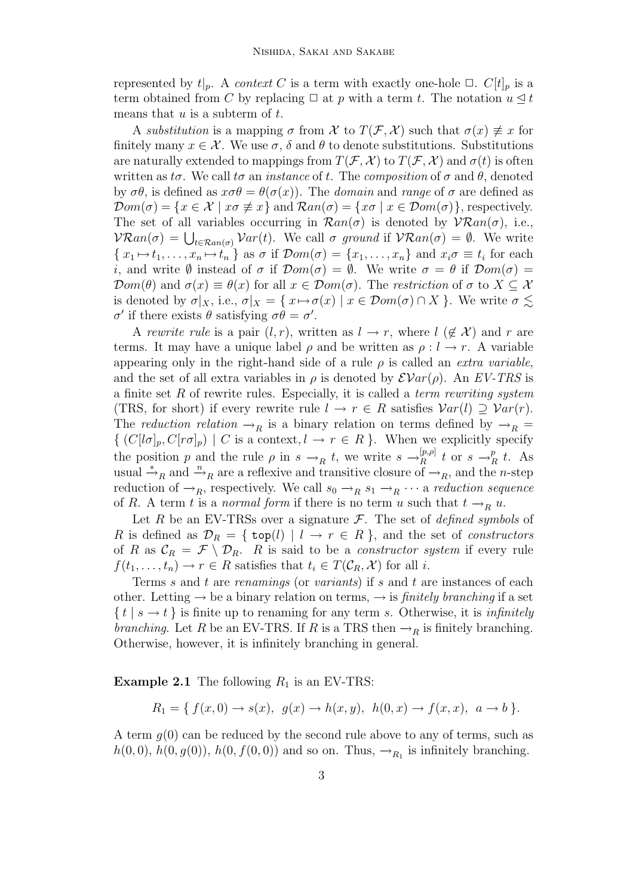represented by $t|_p$. A *context* $C$ is a term with exactly one-hole $\Box$. $C[t]_p$ is a term obtained from $C$ by replacing $\Box$ at $p$ with a term $t$. The notation $u \trianglelefteq t$ means that $u$ is a subterm of $t$.

A *substitution* is a mapping $\sigma$ from $\mathcal{X}$ to $T(\mathcal{F}, \mathcal{X})$ such that $\sigma(x) \not\equiv x$ for finitely many $x \in \mathcal{X}$. We use $\sigma$, $\delta$ and $\theta$ to denote substitutions. Substitutions are naturally extended to mappings from $T(\mathcal{F}, \mathcal{X})$ to $T(\mathcal{F}, \mathcal{X})$ and $\sigma(t)$ is often written as $t\sigma$. We call $t\sigma$ an *instance* of $t$. The *composition* of $\sigma$ and $\theta$, denoted by $\sigma\theta$, is defined as $x\sigma\theta = \theta(\sigma(x))$. The *domain* and *range* of $\sigma$ are defined as $\mathcal{D}om(\sigma) = \{x \in \mathcal{X} \mid x\sigma \not\equiv x\}$ and $\mathcal{R}an(\sigma) = \{x\sigma \mid x \in \mathcal{D}om(\sigma)\}$, respectively. The set of all variables occurring in $\mathcal{R}an(\sigma)$ is denoted by $\mathcal{VR}an(\sigma)$, i.e., $\mathcal{VR}an(\sigma) = \bigcup_{t \in \mathcal{R}an(\sigma)} \mathcal{V}ar(t)$. We call $\sigma$ *ground* if $\mathcal{VR}an(\sigma) = \emptyset$. We write $\{ x_1 \mapsto t_1, \ldots, x_n \mapsto t_n \}$ as $\sigma$ if $\mathcal{D}om(\sigma) = \{x_1, \ldots, x_n\}$ and $x_i\sigma \equiv t_i$ for each $i$, and write $\emptyset$ instead of $\sigma$ if $\mathcal{D}om(\sigma) = \emptyset$. We write $\sigma = \theta$ if $\mathcal{D}om(\sigma) = \mathcal{D}om(\theta)$ and $\sigma(x) \equiv \theta(x)$ for all $x \in \mathcal{D}om(\sigma)$. The *restriction* of $\sigma$ to $X \subseteq \mathcal{X}$ is denoted by $\sigma|_X$, i.e., $\sigma|_X = \{ x \mapsto \sigma(x) \mid x \in \mathcal{D}om(\sigma) \cap X \}$. We write $\sigma \lesssim \sigma'$ if there exists $\theta$ satisfying $\sigma\theta = \sigma'$.

A *rewrite rule* is a pair $(l, r)$, written as $l \to r$, where $l$ ($\notin \mathcal{X}$) and $r$ are terms. It may have a unique label $\rho$ and be written as $\rho : l \to r$. A variable appearing only in the right-hand side of a rule $\rho$ is called an *extra variable*, and the set of all extra variables in $\rho$ is denoted by $\mathcal{EV}ar(\rho)$. An *EV-TRS* is a finite set $R$ of rewrite rules. Especially, it is called a *term rewriting system* (TRS, for short) if every rewrite rule $l \to r \in R$ satisfies $\mathcal{V}ar(l) \supseteq \mathcal{V}ar(r)$. The *reduction relation* $\to_R$ is a binary relation on terms defined by $\to_R = \{ (C[l\sigma]_p, C[r\sigma]_p) \mid C \text{ is a context}, l \to r \in R \}$. When we explicitly specify the position $p$ and the rule $\rho$ in $s \to_R t$, we write $s \to_R^{[p,\rho]} t$ or $s \to_R^{p} t$. As usual $\xrightarrow{*}_R$ and $\xrightarrow{n}_R$ are a reflexive and transitive closure of $\to_R$, and the $n$-step reduction of $\to_R$, respectively. We call $s_0 \to_R s_1 \to_R \cdots$ a *reduction sequence* of $R$. A term $t$ is a *normal form* if there is no term $u$ such that $t \to_R u$.

Let $R$ be an EV-TRSs over a signature $\mathcal{F}$. The set of *defined symbols* of $R$ is defined as $\mathcal{D}_R = \{ \mathtt{top}(l) \mid l \to r \in R \}$, and the set of *constructors* of $R$ as $\mathcal{C}_R = \mathcal{F} \setminus \mathcal{D}_R$. $R$ is said to be a *constructor system* if every rule $f(t_1, \ldots, t_n) \to r \in R$ satisfies that $t_i \in T(\mathcal{C}_R, \mathcal{X})$ for all $i$.

Terms $s$ and $t$ are *renamings* (or *variants*) if $s$ and $t$ are instances of each other. Letting $\to$ be a binary relation on terms, $\to$ is *finitely branching* if a set $\{ t \mid s \to t \}$ is finite up to renaming for any term $s$. Otherwise, it is *infinitely branching*. Let $R$ be an EV-TRS. If $R$ is a TRS then $\to_R$ is finitely branching. Otherwise, however, it is infinitely branching in general.

**Example 2.1** The following $R_1$ is an EV-TRS:

$$R_1 = \{ f(x, 0) \to s(x),\ \ g(x) \to h(x, y),\ \ h(0, x) \to f(x, x),\ \ a \to b \}.$$

A term $g(0)$ can be reduced by the second rule above to any of terms, such as $h(0, 0)$, $h(0, g(0))$, $h(0, f(0, 0))$ and so on. Thus, $\to_{R_1}$ is infinitely branching.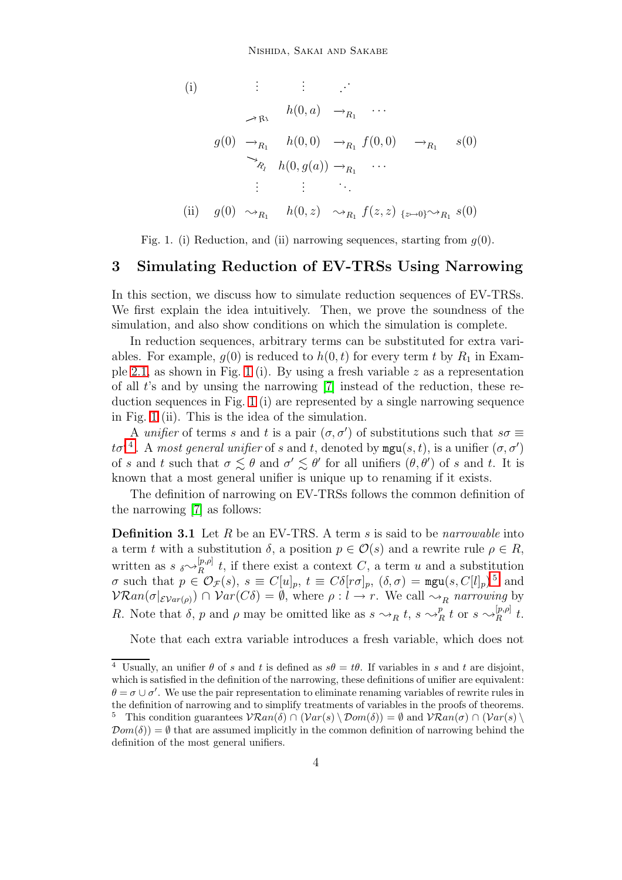$$
\begin{array}{lccccccc}
\text{(i)} & & \vdots & \vdots & \iddots & & \\
& & \nearrow_{R_1} & h(0,a) & \to_{R_1} & \cdots & \\
& g(0) & \to_{R_1} & h(0,0) & \to_{R_1} & f(0,0) & \to_{R_1} & s(0) \\
& & \searrow_{R_1} & h(0,g(a)) & \to_{R_1} & \cdots & \\
& & \vdots & \vdots & \ddots & & \\
\text{(ii)} & g(0) & \rightsquigarrow_{R_1} & h(0,z) & \rightsquigarrow_{R_1} & f(z,z) & {}_{\{z\mapsto 0\}}\!\!\rightsquigarrow_{R_1} & s(0)
\end{array}
$$

Fig. 1. (i) Reduction, and (ii) narrowing sequences, starting from $g(0)$.

## 3 Simulating Reduction of EV-TRSs Using Narrowing

In this section, we discuss how to simulate reduction sequences of EV-TRSs. We first explain the idea intuitively. Then, we prove the soundness of the simulation, and also show conditions on which the simulation is complete.

In reduction sequences, arbitrary terms can be substituted for extra variables. For example, $g(0)$ is reduced to $h(0,t)$ for every term $t$ by $R_1$ in Example 2.1, as shown in Fig. 1 (i). By using a fresh variable $z$ as a representation of all $t$'s and by unsing the narrowing [7] instead of the reduction, these reduction sequences in Fig. 1 (i) are represented by a single narrowing sequence in Fig. 1 (ii). This is the idea of the simulation.

A *unifier* of terms $s$ and $t$ is a pair $(\sigma,\sigma')$ of substitutions such that $s\sigma \equiv t\sigma'$[4]. A *most general unifier* of $s$ and $t$, denoted by $\mathtt{mgu}(s,t)$, is a unifier $(\sigma,\sigma')$ of $s$ and $t$ such that $\sigma \lesssim \theta$ and $\sigma' \lesssim \theta'$ for all unifiers $(\theta,\theta')$ of $s$ and $t$. It is known that a most general unifier is unique up to renaming if it exists.

The definition of narrowing on EV-TRSs follows the common definition of the narrowing [7] as follows:

**Definition 3.1** Let $R$ be an EV-TRS. A term $s$ is said to be *narrowable* into a term $t$ with a substitution $\delta$, a position $p \in \mathcal{O}(s)$ and a rewrite rule $\rho \in R$, written as $s \;{}_{\delta}\!\!\rightsquigarrow_R^{[p,\rho]}\; t$, if there exist a context $C$, a term $u$ and a substitution $\sigma$ such that $p \in \mathcal{O}_{\mathcal{F}}(s)$, $s \equiv C[u]_p$, $t \equiv C\delta[r\sigma]_p$, $(\delta,\sigma) = \mathtt{mgu}(s, C[l]_p)$[5] and $\mathcal{VR}an(\sigma|_{\mathcal{EV}ar(\rho)}) \cap \mathcal{V}ar(C\delta) = \emptyset$, where $\rho : l \to r$. We call $\rightsquigarrow_R$ *narrowing* by $R$. Note that $\delta$, $p$ and $\rho$ may be omitted like as $s \rightsquigarrow_R t$, $s \rightsquigarrow_R^{p} t$ or $s \rightsquigarrow_R^{[p,\rho]} t$.

Note that each extra variable introduces a fresh variable, which does not

[4] Usually, an unifier $\theta$ of $s$ and $t$ is defined as $s\theta = t\theta$. If variables in $s$ and $t$ are disjoint, which is satisfied in the definition of the narrowing, these definitions of unifier are equivalent: $\theta = \sigma \cup \sigma'$. We use the pair representation to eliminate renaming variables of rewrite rules in the definition of narrowing and to simplify treatments of variables in the proofs of theorems.

[5] This condition guarantees $\mathcal{VR}an(\delta) \cap (\mathcal{V}ar(s) \setminus \mathcal{D}om(\delta)) = \emptyset$ and $\mathcal{VR}an(\sigma) \cap (\mathcal{V}ar(s) \setminus \mathcal{D}om(\delta)) = \emptyset$ that are assumed implicitly in the common definition of narrowing behind the definition of the most general unifiers.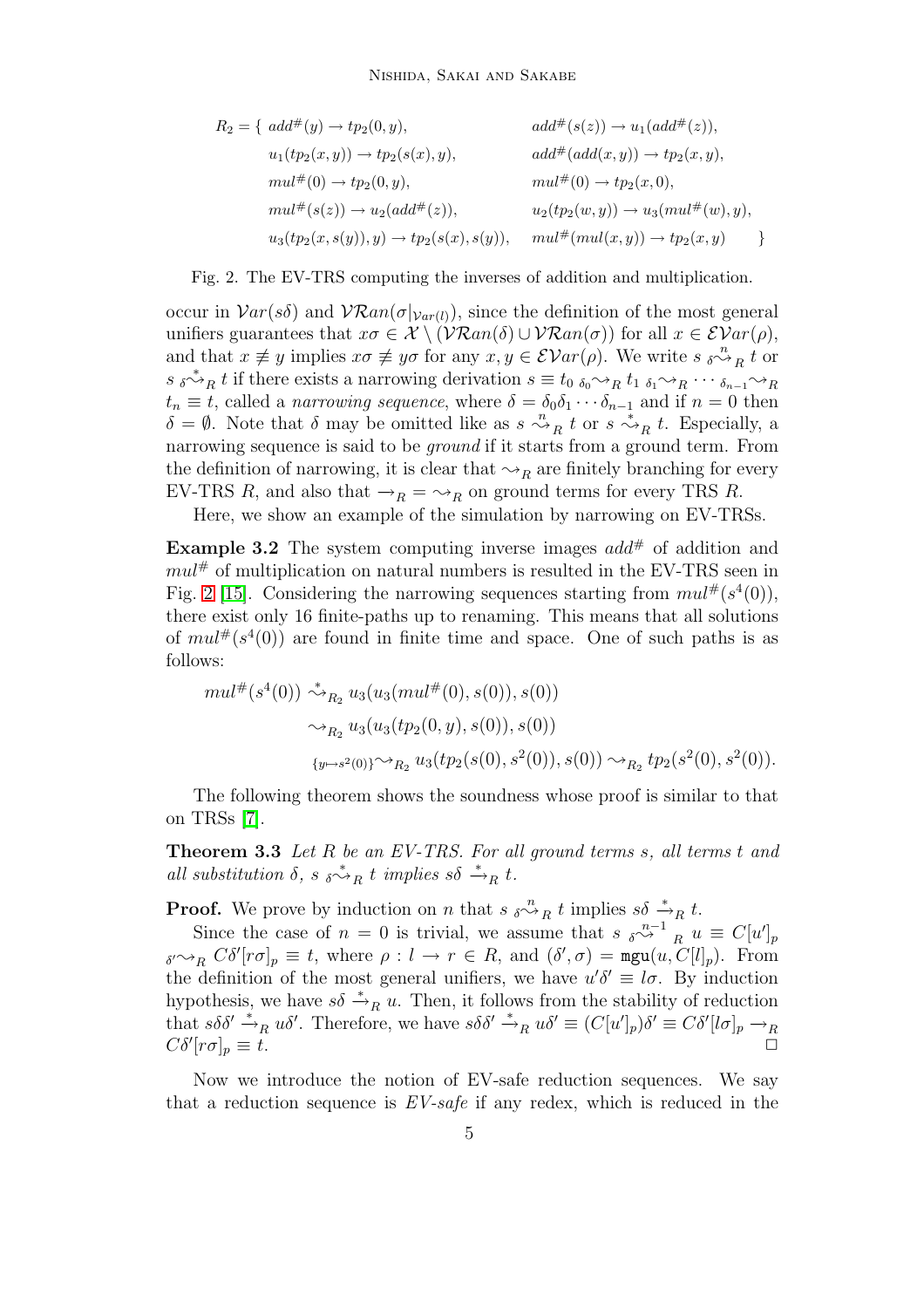$$
\begin{aligned}
R_2 = \{\ & add^\#(y) \to tp_2(0, y), & & add^\#(s(z)) \to u_1(add^\#(z)), \\
& u_1(tp_2(x, y)) \to tp_2(s(x), y), & & add^\#(add(x, y)) \to tp_2(x, y), \\
& mul^\#(0) \to tp_2(0, y), & & mul^\#(0) \to tp_2(x, 0), \\
& mul^\#(s(z)) \to u_2(add^\#(z)), & & u_2(tp_2(w, y)) \to u_3(mul^\#(w), y), \\
& u_3(tp_2(x, s(y)), y) \to tp_2(s(x), s(y)), & & mul^\#(mul(x, y)) \to tp_2(x, y) \quad \}
\end{aligned}
$$

Fig. 2. The EV-TRS computing the inverses of addition and multiplication.

occur in $\mathcal{V}ar(s\delta)$ and $\mathcal{VR}an(\sigma|_{\mathcal{V}ar(l)})$, since the definition of the most general unifiers guarantees that $x\sigma \in \mathcal{X} \setminus (\mathcal{VR}an(\delta) \cup \mathcal{VR}an(\sigma))$ for all $x \in \mathcal{EV}ar(\rho)$, and that $x \not\equiv y$ implies $x\sigma \not\equiv y\sigma$ for any $x, y \in \mathcal{EV}ar(\rho)$. We write $s\ {}_{\delta}\!\overset{n}{\rightsquigarrow}_R\ t$ or $s\ {}_{\delta}\!\overset{*}{\rightsquigarrow}_R\ t$ if there exists a narrowing derivation $s \equiv t_0\ {}_{\delta_0}\!\rightsquigarrow_R\ t_1\ {}_{\delta_1}\!\rightsquigarrow_R \cdots {}_{\delta_{n-1}}\!\rightsquigarrow_R t_n \equiv t$, called a *narrowing sequence*, where $\delta = \delta_0\delta_1 \cdots \delta_{n-1}$ and if $n = 0$ then $\delta = \emptyset$. Note that $\delta$ may be omitted like as $s \overset{n}{\rightsquigarrow}_R t$ or $s \overset{*}{\rightsquigarrow}_R t$. Especially, a narrowing sequence is said to be *ground* if it starts from a ground term. From the definition of narrowing, it is clear that $\rightsquigarrow_R$ are finitely branching for every EV-TRS $R$, and also that $\to_R = \rightsquigarrow_R$ on ground terms for every TRS $R$.

Here, we show an example of the simulation by narrowing on EV-TRSs.

**Example 3.2** The system computing inverse images $add^\#$ of addition and $mul^\#$ of multiplication on natural numbers is resulted in the EV-TRS seen in Fig. 2 [15]. Considering the narrowing sequences starting from $mul^\#(s^4(0))$, there exist only 16 finite-paths up to renaming. This means that all solutions of $mul^\#(s^4(0))$ are found in finite time and space. One of such paths is as follows:

$$
\begin{aligned}
mul^\#(s^4(0)) &\overset{*}{\rightsquigarrow}_{R_2} u_3(u_3(mul^\#(0), s(0)), s(0)) \\
&\rightsquigarrow_{R_2} u_3(u_3(tp_2(0, y), s(0)), s(0)) \\
&{}_{\{y \mapsto s^2(0)\}}\!\rightsquigarrow_{R_2} u_3(tp_2(s(0), s^2(0)), s(0)) \rightsquigarrow_{R_2} tp_2(s^2(0), s^2(0)).
\end{aligned}
$$

The following theorem shows the soundness whose proof is similar to that on TRSs [7].

**Theorem 3.3** *Let $R$ be an EV-TRS. For all ground terms $s$, all terms $t$ and all substitution $\delta$, $s\ {}_{\delta}\!\overset{*}{\rightsquigarrow}_R\ t$ implies $s\delta \overset{*}{\to}_R t$.*

**Proof.** We prove by induction on $n$ that $s\ {}_{\delta}\!\overset{n}{\rightsquigarrow}_R\ t$ implies $s\delta \overset{*}{\to}_R t$.

Since the case of $n = 0$ is trivial, we assume that $s\ {}_{\delta}\!\overset{n-1}{\rightsquigarrow}_R\ u \equiv C[u']_p\ {}_{\delta'}\!\rightsquigarrow_R C\delta'[r\sigma]_p \equiv t$, where $\rho : l \to r \in R$, and $(\delta', \sigma) = \mathtt{mgu}(u, C[l]_p)$. From the definition of the most general unifiers, we have $u'\delta' \equiv l\sigma$. By induction hypothesis, we have $s\delta \overset{*}{\to}_R u$. Then, it follows from the stability of reduction that $s\delta\delta' \overset{*}{\to}_R u\delta'$. Therefore, we have $s\delta\delta' \overset{*}{\to}_R u\delta' \equiv (C[u']_p)\delta' \equiv C\delta'[l\sigma]_p \to_R C\delta'[r\sigma]_p \equiv t$. $\square$

Now we introduce the notion of EV-safe reduction sequences. We say that a reduction sequence is *EV-safe* if any redex, which is reduced in the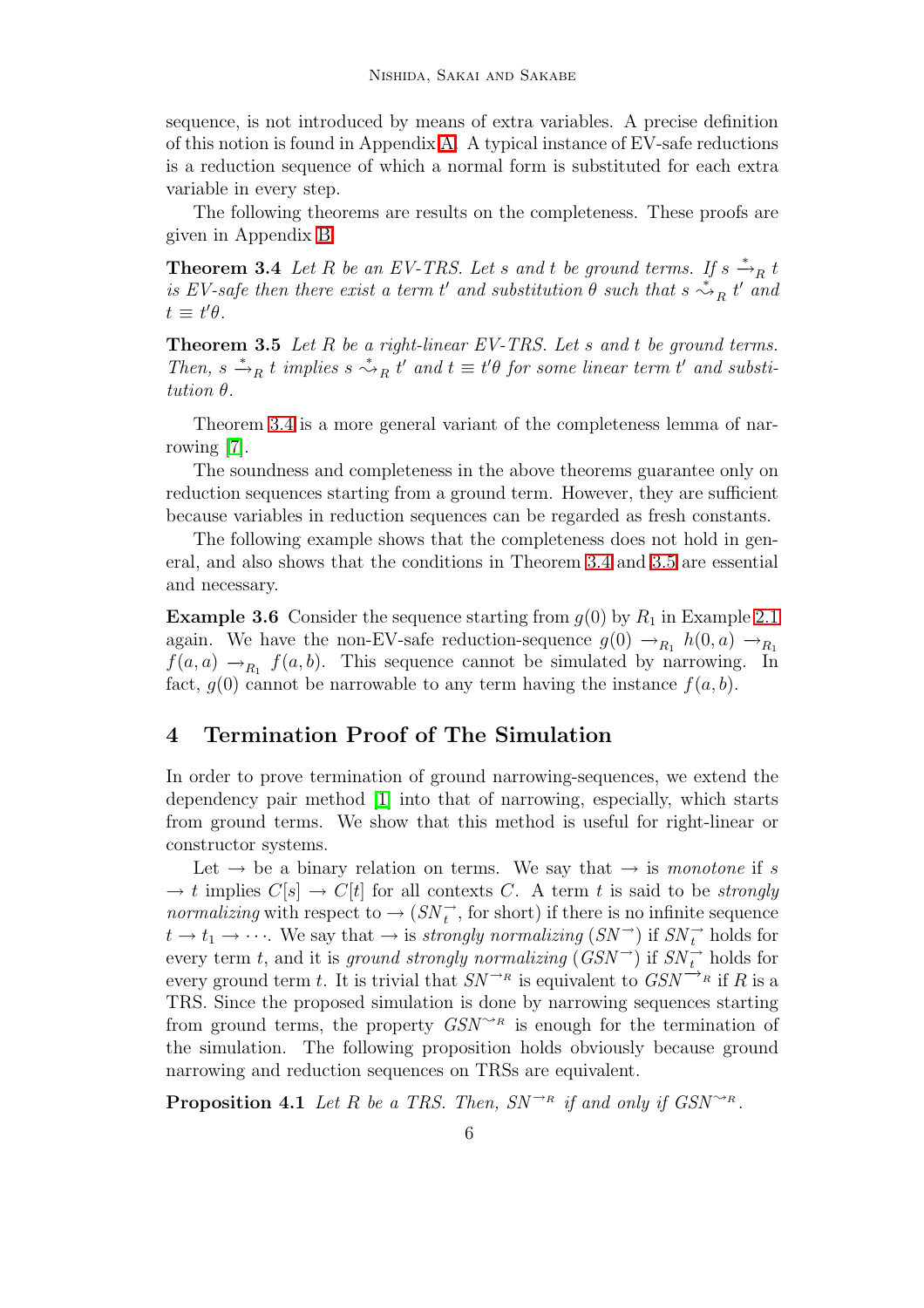sequence, is not introduced by means of extra variables. A precise definition of this notion is found in Appendix A. A typical instance of EV-safe reductions is a reduction sequence of which a normal form is substituted for each extra variable in every step.

The following theorems are results on the completeness. These proofs are given in Appendix B.

**Theorem 3.4** *Let $R$ be an EV-TRS. Let $s$ and $t$ be ground terms. If $s \xrightarrow{*}_R t$ is EV-safe then there exist a term $t'$ and substitution $\theta$ such that $s \overset{*}{\rightsquigarrow}_R t'$ and $t \equiv t'\theta$.*

**Theorem 3.5** *Let $R$ be a right-linear EV-TRS. Let $s$ and $t$ be ground terms. Then, $s \xrightarrow{*}_R t$ implies $s \overset{*}{\rightsquigarrow}_R t'$ and $t \equiv t'\theta$ for some linear term $t'$ and substitution $\theta$.*

Theorem 3.4 is a more general variant of the completeness lemma of narrowing [7].

The soundness and completeness in the above theorems guarantee only on reduction sequences starting from a ground term. However, they are sufficient because variables in reduction sequences can be regarded as fresh constants.

The following example shows that the completeness does not hold in general, and also shows that the conditions in Theorem 3.4 and 3.5 are essential and necessary.

**Example 3.6** Consider the sequence starting from $g(0)$ by $R_1$ in Example 2.1 again. We have the non-EV-safe reduction-sequence $g(0) \to_{R_1} h(0,a) \to_{R_1} f(a,a) \to_{R_1} f(a,b)$. This sequence cannot be simulated by narrowing. In fact, $g(0)$ cannot be narrowable to any term having the instance $f(a,b)$.

## 4 Termination Proof of The Simulation

In order to prove termination of ground narrowing-sequences, we extend the dependency pair method [1] into that of narrowing, especially, which starts from ground terms. We show that this method is useful for right-linear or constructor systems.

Let $\to$ be a binary relation on terms. We say that $\to$ is *monotone* if $s \to t$ implies $C[s] \to C[t]$ for all contexts $C$. A term $t$ is said to be *strongly normalizing* with respect to $\to$ ($SN_t^{\to}$, for short) if there is no infinite sequence $t \to t_1 \to \cdots$. We say that $\to$ is *strongly normalizing* ($SN^{\to}$) if $SN_t^{\to}$ holds for every term $t$, and it is *ground strongly normalizing* ($GSN^{\to}$) if $SN_t^{\to}$ holds for every ground term $t$. It is trivial that $SN^{\to_R}$ is equivalent to $GSN^{\to_R}$ if $R$ is a TRS. Since the proposed simulation is done by narrowing sequences starting from ground terms, the property $GSN^{\rightsquigarrow_R}$ is enough for the termination of the simulation. The following proposition holds obviously because ground narrowing and reduction sequences on TRSs are equivalent.

**Proposition 4.1** *Let $R$ be a TRS. Then, $SN^{\to_R}$ if and only if $GSN^{\rightsquigarrow_R}$.*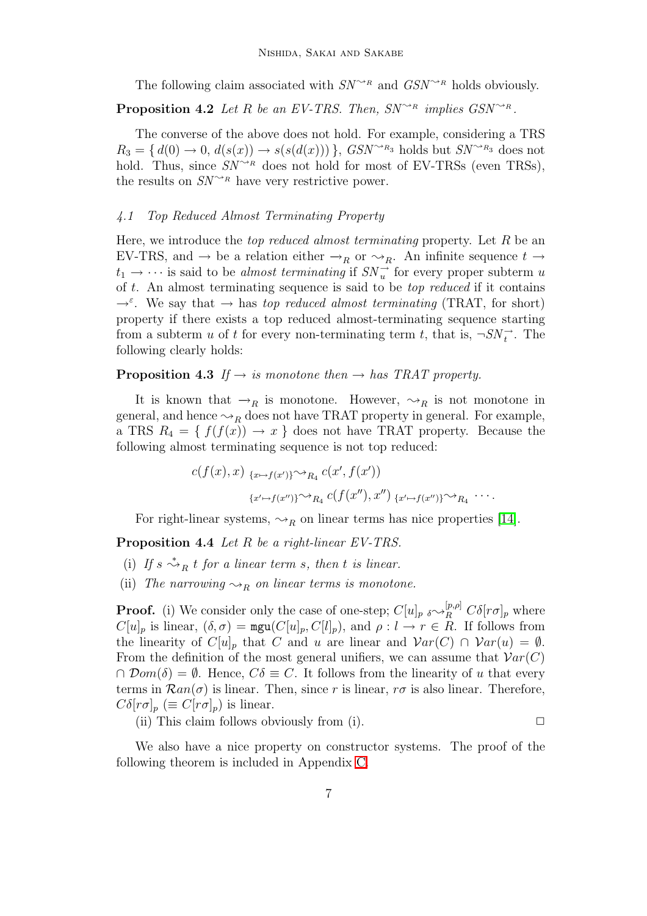The following claim associated with $SN^{\rightsquigarrow_R}$ and $GSN^{\rightsquigarrow_R}$ holds obviously.

**Proposition 4.2** *Let $R$ be an EV-TRS. Then, $SN^{\rightsquigarrow_R}$ implies $GSN^{\rightsquigarrow_R}$.*

The converse of the above does not hold. For example, considering a TRS $R_3 = \{\, d(0) \to 0,\ d(s(x)) \to s(s(d(x)))\,\}$, $GSN^{\rightsquigarrow_{R_3}}$ holds but $SN^{\rightsquigarrow_{R_3}}$ does not hold. Thus, since $SN^{\rightsquigarrow_R}$ does not hold for most of EV-TRSs (even TRSs), the results on $SN^{\rightsquigarrow_R}$ have very restrictive power.

### *4.1 Top Reduced Almost Terminating Property*

Here, we introduce the *top reduced almost terminating* property. Let $R$ be an EV-TRS, and $\to$ be a relation either $\to_R$ or $\rightsquigarrow_R$. An infinite sequence $t \to t_1 \to \cdots$ is said to be *almost terminating* if $SN^{\to}_u$ for every proper subterm $u$ of $t$. An almost terminating sequence is said to be *top reduced* if it contains $\to^{\varepsilon}$. We say that $\to$ has *top reduced almost terminating* (TRAT, for short) property if there exists a top reduced almost-terminating sequence starting from a subterm $u$ of $t$ for every non-terminating term $t$, that is, $\neg SN^{\to}_t$. The following clearly holds:

**Proposition 4.3** *If $\to$ is monotone then $\to$ has TRAT property.*

It is known that $\to_R$ is monotone. However, $\rightsquigarrow_R$ is not monotone in general, and hence $\rightsquigarrow_R$ does not have TRAT property in general. For example, a TRS $R_4 = \{\, f(f(x)) \to x \,\}$ does not have TRAT property. Because the following almost terminating sequence is not top reduced:

$$c(f(x), x) \;{}_{\{x \mapsto f(x')\}}\!\!\rightsquigarrow_{R_4} c(x', f(x')) \;{}_{\{x' \mapsto f(x'')\}}\!\!\rightsquigarrow_{R_4} c(f(x''), x'') \;{}_{\{x' \mapsto f(x'')\}}\!\!\rightsquigarrow_{R_4} \cdots.$$

For right-linear systems, $\rightsquigarrow_R$ on linear terms has nice properties [14].

**Proposition 4.4** *Let $R$ be a right-linear EV-TRS.*

(i) *If $s \overset{*}{\rightsquigarrow}_R t$ for a linear term $s$, then $t$ is linear.*

(ii) *The narrowing $\rightsquigarrow_R$ on linear terms is monotone.*

**Proof.** (i) We consider only the case of one-step; $C[u]_p \;{}_{\delta}\!\!\rightsquigarrow_R^{[p,\rho]} C\delta[r\sigma]_p$ where $C[u]_p$ is linear, $(\delta, \sigma) = \mathtt{mgu}(C[u]_p, C[l]_p)$, and $\rho : l \to r \in R$. If follows from the linearity of $C[u]_p$ that $C$ and $u$ are linear and $\mathcal{V}ar(C) \cap \mathcal{V}ar(u) = \emptyset$. From the definition of the most general unifiers, we can assume that $\mathcal{V}ar(C) \cap \mathcal{D}om(\delta) = \emptyset$. Hence, $C\delta \equiv C$. It follows from the linearity of $u$ that every terms in $\mathcal{R}an(\sigma)$ is linear. Then, since $r$ is linear, $r\sigma$ is also linear. Therefore, $C\delta[r\sigma]_p$ ($\equiv C[r\sigma]_p$) is linear.

(ii) This claim follows obviously from (i). $\square$

We also have a nice property on constructor systems. The proof of the following theorem is included in Appendix C.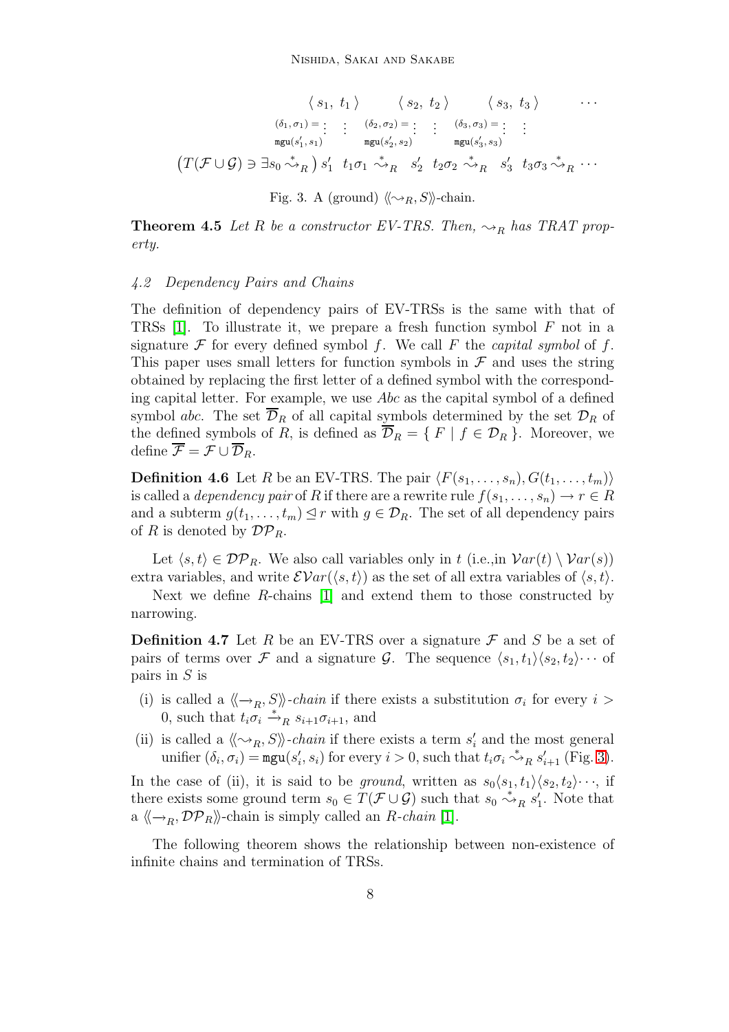$$
\begin{array}{cccccccc}
 & \langle\, s_1,\ t_1 \,\rangle & & \langle\, s_2,\ t_2 \,\rangle & & \langle\, s_3,\ t_3 \,\rangle & & \cdots \\
 & {\scriptstyle (\delta_1,\sigma_1) =} \vdots \quad \vdots & & {\scriptstyle (\delta_2,\sigma_2) =} \vdots \quad \vdots & & {\scriptstyle (\delta_3,\sigma_3) =} \vdots \quad \vdots & & \\
 & {\scriptstyle \mathtt{mgu}(s_1', s_1)} & & {\scriptstyle \mathtt{mgu}(s_2', s_2)} & & {\scriptstyle \mathtt{mgu}(s_3', s_3)} & & \\
\left(T(\mathcal{F}\cup\mathcal{G}) \ni \exists s_0 \overset{*}{\rightsquigarrow}_R\right) & s_1' \quad t_1\sigma_1 & \overset{*}{\rightsquigarrow}_R & s_2' \quad t_2\sigma_2 & \overset{*}{\rightsquigarrow}_R & s_3' \quad t_3\sigma_3 & \overset{*}{\rightsquigarrow}_R & \cdots
\end{array}
$$

Fig. 3. A (ground) $\langle\!\langle \rightsquigarrow_R, S \rangle\!\rangle$-chain.

**Theorem 4.5** *Let $R$ be a constructor EV-TRS. Then, $\rightsquigarrow_R$ has TRAT property.*

### 4.2 Dependency Pairs and Chains

The definition of dependency pairs of EV-TRSs is the same with that of TRSs [1]. To illustrate it, we prepare a fresh function symbol $F$ not in a signature $\mathcal{F}$ for every defined symbol $f$. We call $F$ the *capital symbol* of $f$. This paper uses small letters for function symbols in $\mathcal{F}$ and uses the string obtained by replacing the first letter of a defined symbol with the corresponding capital letter. For example, we use *Abc* as the capital symbol of a defined symbol *abc*. The set $\overline{\mathcal{D}}_R$ of all capital symbols determined by the set $\mathcal{D}_R$ of the defined symbols of $R$, is defined as $\overline{\mathcal{D}}_R = \{\, F \mid f \in \mathcal{D}_R \,\}$. Moreover, we define $\overline{\mathcal{F}} = \mathcal{F} \cup \overline{\mathcal{D}}_R$.

**Definition 4.6** Let $R$ be an EV-TRS. The pair $\langle F(s_1,\ldots,s_n), G(t_1,\ldots,t_m)\rangle$ is called a *dependency pair* of $R$ if there are a rewrite rule $f(s_1,\ldots,s_n) \to r \in R$ and a subterm $g(t_1,\ldots,t_m) \trianglelefteq r$ with $g \in \mathcal{D}_R$. The set of all dependency pairs of $R$ is denoted by $\mathcal{DP}_R$.

Let $\langle s,t\rangle \in \mathcal{DP}_R$. We also call variables only in $t$ (i.e.,in $\mathcal{V}ar(t) \setminus \mathcal{V}ar(s)$) extra variables, and write $\mathcal{EV}ar(\langle s,t\rangle)$ as the set of all extra variables of $\langle s,t\rangle$.

Next we define $R$-chains [1] and extend them to those constructed by narrowing.

**Definition 4.7** Let $R$ be an EV-TRS over a signature $\mathcal{F}$ and $S$ be a set of pairs of terms over $\mathcal{F}$ and a signature $\mathcal{G}$. The sequence $\langle s_1,t_1\rangle\langle s_2,t_2\rangle\cdots$ of pairs in $S$ is

- (i) is called a $\langle\!\langle \rightarrow_R, S \rangle\!\rangle$-*chain* if there exists a substitution $\sigma_i$ for every $i > 0$, such that $t_i\sigma_i \overset{*}{\rightarrow}_R s_{i+1}\sigma_{i+1}$, and
- (ii) is called a $\langle\!\langle \rightsquigarrow_R, S \rangle\!\rangle$-*chain* if there exists a term $s_i'$ and the most general unifier $(\delta_i,\sigma_i) = \mathtt{mgu}(s_i', s_i)$ for every $i > 0$, such that $t_i\sigma_i \overset{*}{\rightsquigarrow}_R s_{i+1}'$ (Fig. 3).

In the case of (ii), it is said to be *ground*, written as $s_0\langle s_1,t_1\rangle\langle s_2,t_2\rangle\cdots$, if there exists some ground term $s_0 \in T(\mathcal{F}\cup\mathcal{G})$ such that $s_0 \overset{*}{\rightsquigarrow}_R s_1'$. Note that a $\langle\!\langle \rightarrow_R, \mathcal{DP}_R \rangle\!\rangle$-chain is simply called an *$R$-chain* [1].

The following theorem shows the relationship between non-existence of infinite chains and termination of TRSs.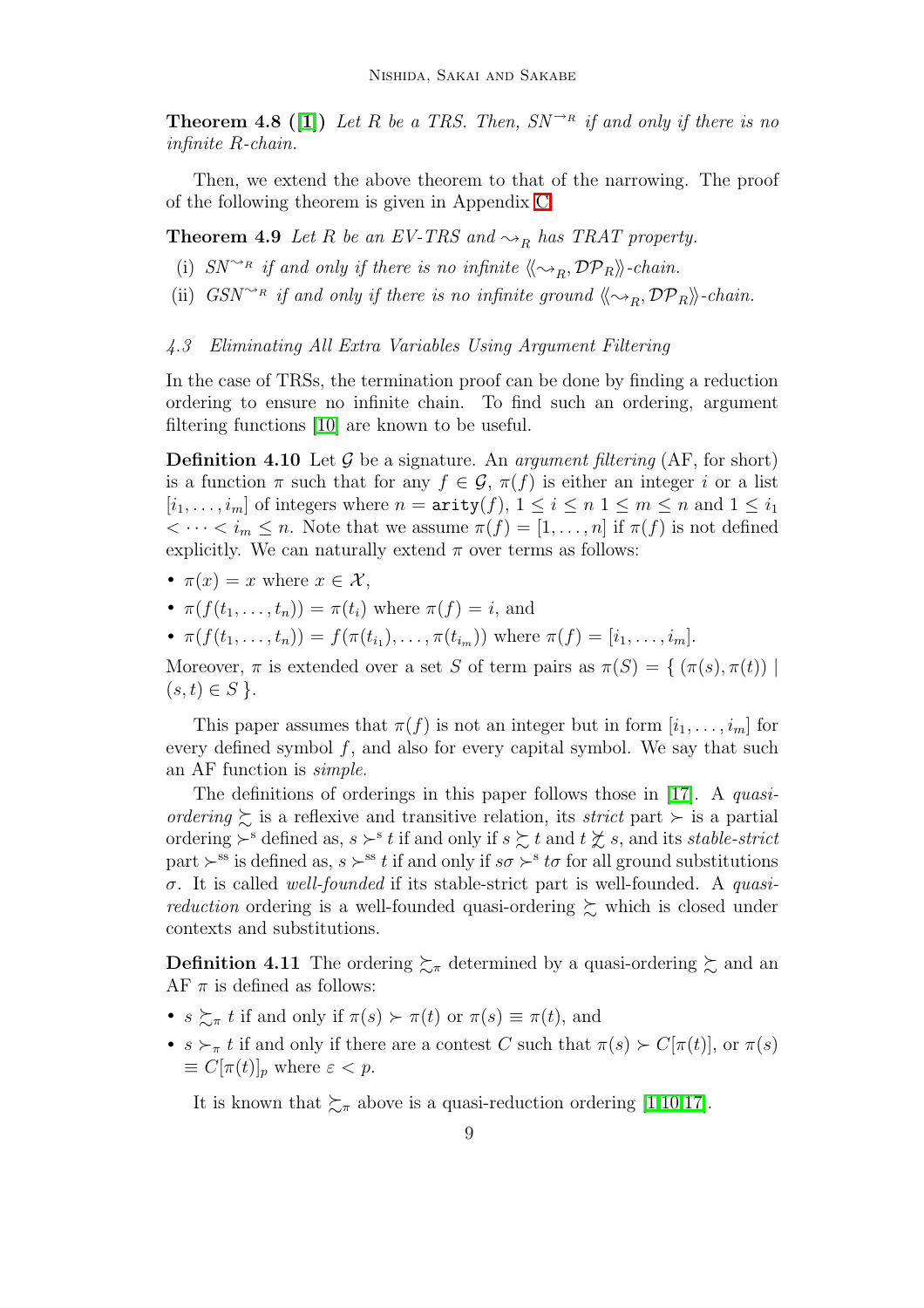**Theorem 4.8 ([1])** *Let $R$ be a TRS. Then, $SN^{\to_R}$ if and only if there is no infinite $R$-chain.*

Then, we extend the above theorem to that of the narrowing. The proof of the following theorem is given in Appendix C.

**Theorem 4.9** *Let $R$ be an EV-TRS and $\leadsto_R$ has TRAT property.*

- (i) *$SN^{\leadsto_R}$ if and only if there is no infinite $\langle\!\langle \leadsto_R, \mathcal{DP}_R \rangle\!\rangle$-chain.*
- (ii) *$GSN^{\leadsto_R}$ if and only if there is no infinite ground $\langle\!\langle \leadsto_R, \mathcal{DP}_R \rangle\!\rangle$-chain.*

### *4.3 Eliminating All Extra Variables Using Argument Filtering*

In the case of TRSs, the termination proof can be done by finding a reduction ordering to ensure no infinite chain. To find such an ordering, argument filtering functions [10] are known to be useful.

**Definition 4.10** Let $\mathcal{G}$ be a signature. An *argument filtering* (AF, for short) is a function $\pi$ such that for any $f \in \mathcal{G}$, $\pi(f)$ is either an integer $i$ or a list $[i_1, \ldots, i_m]$ of integers where $n = \mathtt{arity}(f)$, $1 \leq i \leq n$ $1 \leq m \leq n$ and $1 \leq i_1 < \cdots < i_m \leq n$. Note that we assume $\pi(f) = [1, \ldots, n]$ if $\pi(f)$ is not defined explicitly. We can naturally extend $\pi$ over terms as follows:

- $\pi(x) = x$ where $x \in \mathcal{X}$,
- $\pi(f(t_1, \ldots, t_n)) = \pi(t_i)$ where $\pi(f) = i$, and
- $\pi(f(t_1, \ldots, t_n)) = f(\pi(t_{i_1}), \ldots, \pi(t_{i_m}))$ where $\pi(f) = [i_1, \ldots, i_m]$.

Moreover, $\pi$ is extended over a set $S$ of term pairs as $\pi(S) = \{ (\pi(s), \pi(t)) \mid (s,t) \in S \}$.

This paper assumes that $\pi(f)$ is not an integer but in form $[i_1, \ldots, i_m]$ for every defined symbol $f$, and also for every capital symbol. We say that such an AF function is *simple*.

The definitions of orderings in this paper follows those in [17]. A *quasi-ordering* $\succsim$ is a reflexive and transitive relation, its *strict* part $\succ$ is a partial ordering $\succ^{\mathrm{s}}$ defined as, $s \succ^{\mathrm{s}} t$ if and only if $s \succsim t$ and $t \not\succsim s$, and its *stable-strict* part $\succ^{\mathrm{ss}}$ is defined as, $s \succ^{\mathrm{ss}} t$ if and only if $s\sigma \succ^{\mathrm{s}} t\sigma$ for all ground substitutions $\sigma$. It is called *well-founded* if its stable-strict part is well-founded. A *quasi-reduction* ordering is a well-founded quasi-ordering $\succsim$ which is closed under contexts and substitutions.

**Definition 4.11** The ordering $\succsim_\pi$ determined by a quasi-ordering $\succsim$ and an AF $\pi$ is defined as follows:

- $s \succsim_\pi t$ if and only if $\pi(s) \succ \pi(t)$ or $\pi(s) \equiv \pi(t)$, and
- $s \succ_\pi t$ if and only if there are a contest $C$ such that $\pi(s) \succ C[\pi(t)]$, or $\pi(s) \equiv C[\pi(t)]_p$ where $\varepsilon < p$.

It is known that $\succsim_\pi$ above is a quasi-reduction ordering [1,10,17].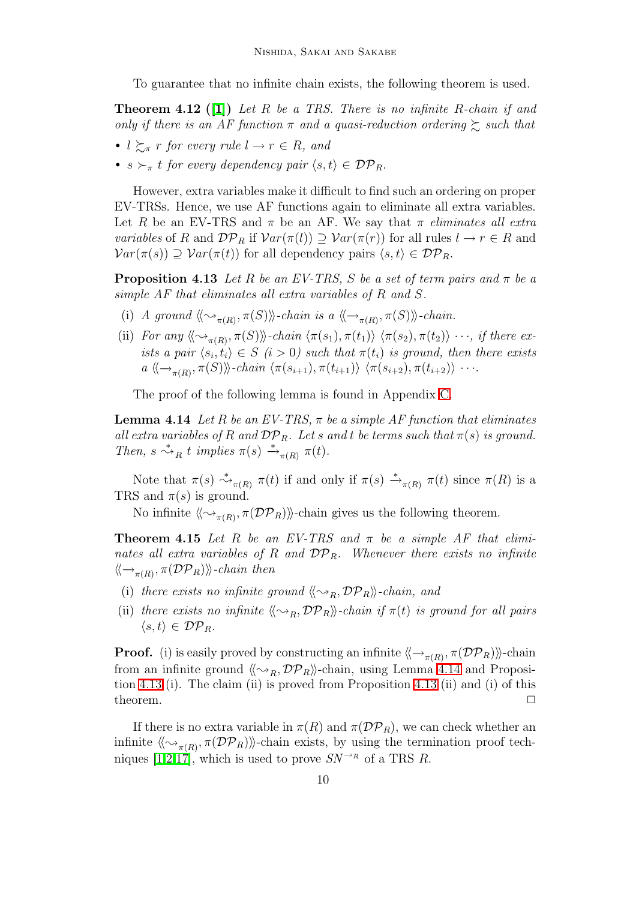To guarantee that no infinite chain exists, the following theorem is used.

**Theorem 4.12 ([1])** *Let $R$ be a TRS. There is no infinite $R$-chain if and only if there is an AF function $\pi$ and a quasi-reduction ordering $\succsim$ such that*

- *$l \succsim_\pi r$ for every rule $l \to r \in R$, and*
- *$s \succ_\pi t$ for every dependency pair $\langle s, t\rangle \in \mathcal{DP}_R$.*

However, extra variables make it difficult to find such an ordering on proper EV-TRSs. Hence, we use AF functions again to eliminate all extra variables. Let $R$ be an EV-TRS and $\pi$ be an AF. We say that $\pi$ *eliminates all extra variables* of $R$ and $\mathcal{DP}_R$ if $\mathcal{V}ar(\pi(l)) \supseteq \mathcal{V}ar(\pi(r))$ for all rules $l \to r \in R$ and $\mathcal{V}ar(\pi(s)) \supseteq \mathcal{V}ar(\pi(t))$ for all dependency pairs $\langle s, t\rangle \in \mathcal{DP}_R$.

**Proposition 4.13** *Let $R$ be an EV-TRS, $S$ be a set of term pairs and $\pi$ be a simple AF that eliminates all extra variables of $R$ and $S$.*

(i) *A ground $\langle\!\langle \rightsquigarrow_{\pi(R)}, \pi(S)\rangle\!\rangle$-chain is a $\langle\!\langle \to_{\pi(R)}, \pi(S)\rangle\!\rangle$-chain.*

(ii) *For any $\langle\!\langle \rightsquigarrow_{\pi(R)}, \pi(S)\rangle\!\rangle$-chain $\langle \pi(s_1), \pi(t_1)\rangle$ $\langle \pi(s_2), \pi(t_2)\rangle \cdots$, if there exists a pair $\langle s_i, t_i\rangle \in S$ ($i > 0$) such that $\pi(t_i)$ is ground, then there exists a $\langle\!\langle \to_{\pi(R)}, \pi(S)\rangle\!\rangle$-chain $\langle \pi(s_{i+1}), \pi(t_{i+1})\rangle$ $\langle \pi(s_{i+2}), \pi(t_{i+2})\rangle \cdots$.*

The proof of the following lemma is found in Appendix C.

**Lemma 4.14** *Let $R$ be an EV-TRS, $\pi$ be a simple AF function that eliminates all extra variables of $R$ and $\mathcal{DP}_R$. Let $s$ and $t$ be terms such that $\pi(s)$ is ground. Then, $s \overset{*}{\rightsquigarrow}_R t$ implies $\pi(s) \overset{*}{\to}_{\pi(R)} \pi(t)$.*

Note that $\pi(s) \overset{*}{\rightsquigarrow}_{\pi(R)} \pi(t)$ if and only if $\pi(s) \overset{*}{\to}_{\pi(R)} \pi(t)$ since $\pi(R)$ is a TRS and $\pi(s)$ is ground.

No infinite $\langle\!\langle \rightsquigarrow_{\pi(R)}, \pi(\mathcal{DP}_R)\rangle\!\rangle$-chain gives us the following theorem.

**Theorem 4.15** *Let $R$ be an EV-TRS and $\pi$ be a simple AF that eliminates all extra variables of $R$ and $\mathcal{DP}_R$. Whenever there exists no infinite $\langle\!\langle \to_{\pi(R)}, \pi(\mathcal{DP}_R)\rangle\!\rangle$-chain then*

(i) *there exists no infinite ground $\langle\!\langle \rightsquigarrow_R, \mathcal{DP}_R\rangle\!\rangle$-chain, and*

(ii) *there exists no infinite $\langle\!\langle \rightsquigarrow_R, \mathcal{DP}_R\rangle\!\rangle$-chain if $\pi(t)$ is ground for all pairs $\langle s, t\rangle \in \mathcal{DP}_R$.*

**Proof.** (i) is easily proved by constructing an infinite $\langle\!\langle \to_{\pi(R)}, \pi(\mathcal{DP}_R)\rangle\!\rangle$-chain from an infinite ground $\langle\!\langle \rightsquigarrow_R, \mathcal{DP}_R\rangle\!\rangle$-chain, using Lemma 4.14 and Proposition 4.13 (i). The claim (ii) is proved from Proposition 4.13 (ii) and (i) of this theorem. □

If there is no extra variable in $\pi(R)$ and $\pi(\mathcal{DP}_R)$, we can check whether an infinite $\langle\!\langle \rightsquigarrow_{\pi(R)}, \pi(\mathcal{DP}_R)\rangle\!\rangle$-chain exists, by using the termination proof techniques [1,2,17], which is used to prove $SN^{\to_R}$ of a TRS $R$.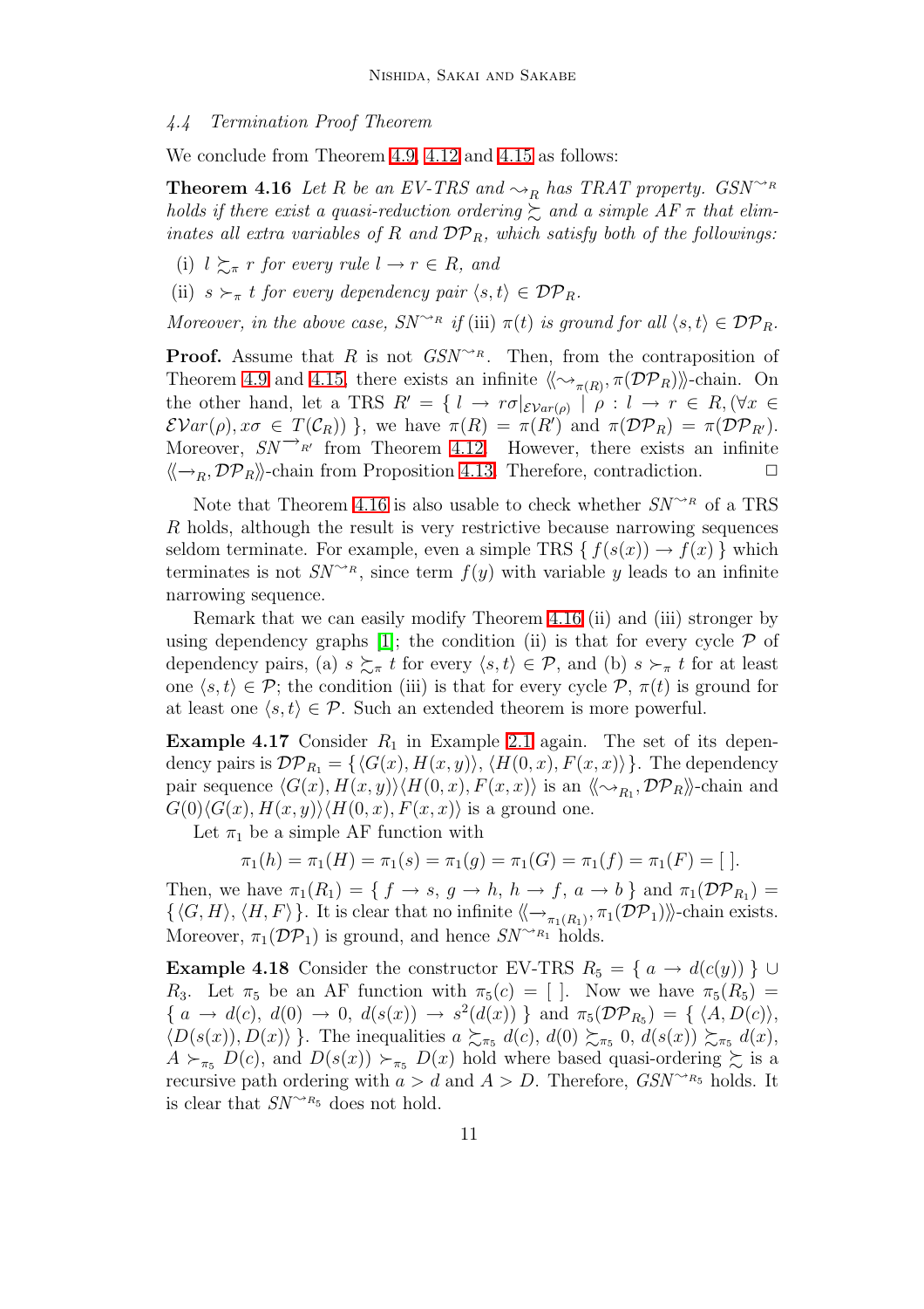### 4.4 Termination Proof Theorem

We conclude from Theorem 4.9, 4.12 and 4.15 as follows:

**Theorem 4.16** *Let $R$ be an EV-TRS and $\rightsquigarrow_R$ has TRAT property. $GSN^{\rightsquigarrow_R}$ holds if there exist a quasi-reduction ordering $\succsim$ and a simple AF $\pi$ that eliminates all extra variables of $R$ and $\mathcal{DP}_R$, which satisfy both of the followings:*

- (i) *$l \succsim_\pi r$ for every rule $l \to r \in R$, and*
- (ii) *$s \succ_\pi t$ for every dependency pair $\langle s, t\rangle \in \mathcal{DP}_R$.*

*Moreover, in the above case, $SN^{\rightsquigarrow_R}$ if* (iii) *$\pi(t)$ is ground for all $\langle s, t\rangle \in \mathcal{DP}_R$.*

**Proof.** Assume that $R$ is not $GSN^{\rightsquigarrow_R}$. Then, from the contraposition of Theorem 4.9 and 4.15, there exists an infinite $\langle\!\langle \rightsquigarrow_{\pi(R)}, \pi(\mathcal{DP}_R)\rangle\!\rangle$-chain. On the other hand, let a TRS $R' = \{\, l \to r\sigma|_{\mathcal{EV}ar(\rho)} \mid \rho : l \to r \in R, (\forall x \in \mathcal{EV}ar(\rho), x\sigma \in T(\mathcal{C}_R))\,\}$, we have $\pi(R) = \pi(R')$ and $\pi(\mathcal{DP}_R) = \pi(\mathcal{DP}_{R'})$. Moreover, $SN^{\to_{R'}}$ from Theorem 4.12. However, there exists an infinite $\langle\!\langle \to_R, \mathcal{DP}_R\rangle\!\rangle$-chain from Proposition 4.13. Therefore, contradiction. $\square$

Note that Theorem 4.16 is also usable to check whether $SN^{\rightsquigarrow_R}$ of a TRS $R$ holds, although the result is very restrictive because narrowing sequences seldom terminate. For example, even a simple TRS $\{\, f(s(x)) \to f(x)\,\}$ which terminates is not $SN^{\rightsquigarrow_R}$, since term $f(y)$ with variable $y$ leads to an infinite narrowing sequence.

Remark that we can easily modify Theorem 4.16 (ii) and (iii) stronger by using dependency graphs [1]; the condition (ii) is that for every cycle $\mathcal{P}$ of dependency pairs, (a) $s \succsim_\pi t$ for every $\langle s, t\rangle \in \mathcal{P}$, and (b) $s \succ_\pi t$ for at least one $\langle s, t\rangle \in \mathcal{P}$; the condition (iii) is that for every cycle $\mathcal{P}$, $\pi(t)$ is ground for at least one $\langle s, t\rangle \in \mathcal{P}$. Such an extended theorem is more powerful.

**Example 4.17** Consider $R_1$ in Example 2.1 again. The set of its dependency pairs is $\mathcal{DP}_{R_1} = \{\langle G(x), H(x, y)\rangle, \langle H(0, x), F(x, x)\rangle\}$. The dependency pair sequence $\langle G(x), H(x, y)\rangle\langle H(0, x), F(x, x)\rangle$ is an $\langle\!\langle \rightsquigarrow_{R_1}, \mathcal{DP}_R\rangle\!\rangle$-chain and $G(0)\langle G(x), H(x, y)\rangle\langle H(0, x), F(x, x)\rangle$ is a ground one.

Let $\pi_1$ be a simple AF function with

$$\pi_1(h) = \pi_1(H) = \pi_1(s) = \pi_1(g) = \pi_1(G) = \pi_1(f) = \pi_1(F) = [\,].$$

Then, we have $\pi_1(R_1) = \{\, f \to s,\ g \to h,\ h \to f,\ a \to b\,\}$ and $\pi_1(\mathcal{DP}_{R_1}) = \{\langle G, H\rangle, \langle H, F\rangle\}$. It is clear that no infinite $\langle\!\langle \to_{\pi_1(R_1)}, \pi_1(\mathcal{DP}_1)\rangle\!\rangle$-chain exists. Moreover, $\pi_1(\mathcal{DP}_1)$ is ground, and hence $SN^{\rightsquigarrow_{R_1}}$ holds.

**Example 4.18** Consider the constructor EV-TRS $R_5 = \{\, a \to d(c(y))\,\} \cup R_3$. Let $\pi_5$ be an AF function with $\pi_5(c) = [\,]$. Now we have $\pi_5(R_5) = \{\, a \to d(c),\ d(0) \to 0,\ d(s(x)) \to s^2(d(x))\,\}$ and $\pi_5(\mathcal{DP}_{R_5}) = \{\langle A, D(c)\rangle, \langle D(s(x)), D(x)\rangle\}$. The inequalities $a \succsim_{\pi_5} d(c)$, $d(0) \succsim_{\pi_5} 0$, $d(s(x)) \succsim_{\pi_5} d(x)$, $A \succ_{\pi_5} D(c)$, and $D(s(x)) \succ_{\pi_5} D(x)$ hold where based quasi-ordering $\succsim$ is a recursive path ordering with $a > d$ and $A > D$. Therefore, $GSN^{\rightsquigarrow_{R_5}}$ holds. It is clear that $SN^{\rightsquigarrow_{R_5}}$ does not hold.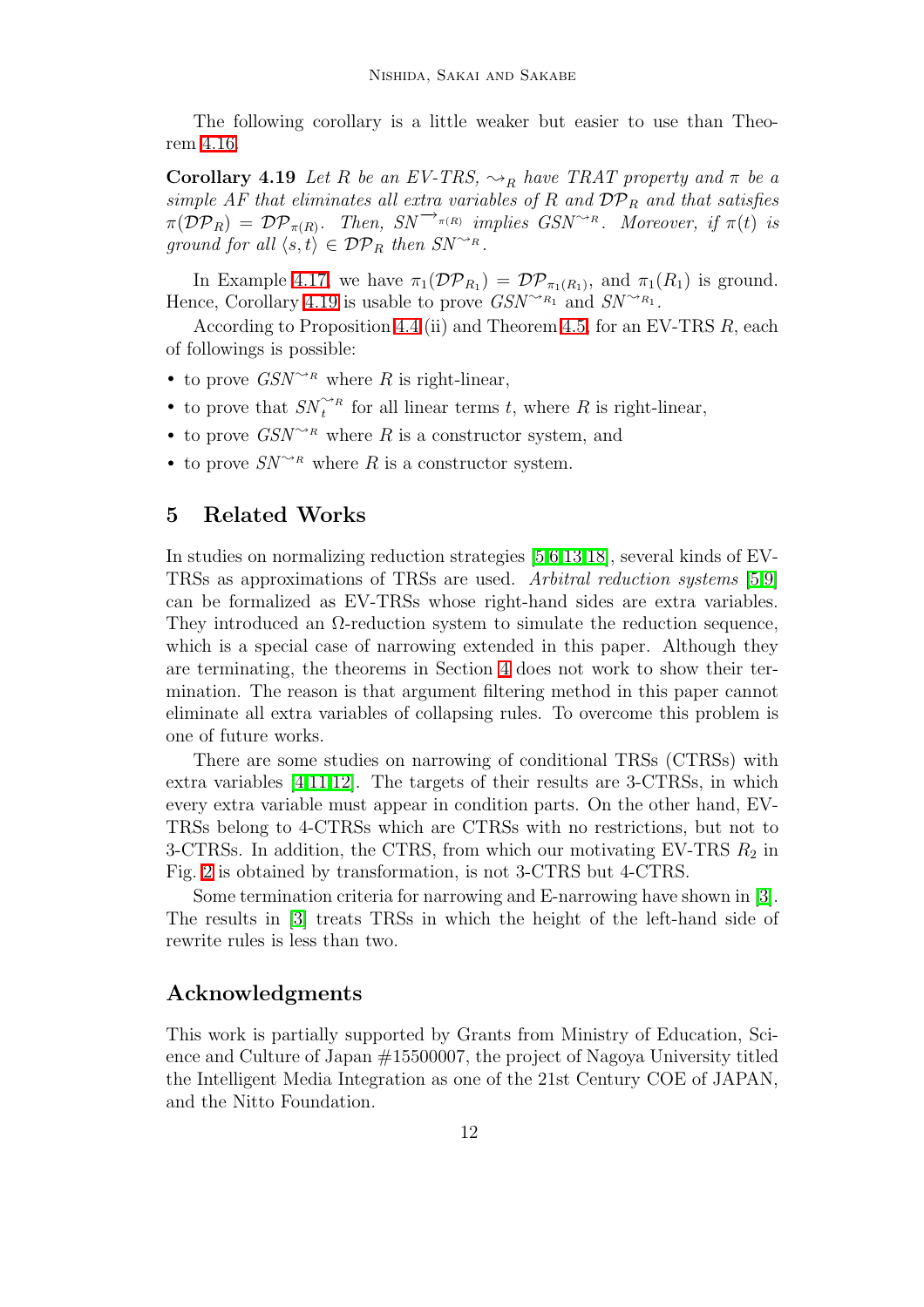The following corollary is a little weaker but easier to use than Theorem 4.16.

**Corollary 4.19** *Let $R$ be an EV-TRS, $\rightsquigarrow_R$ have TRAT property and $\pi$ be a simple AF that eliminates all extra variables of $R$ and $\mathcal{DP}_R$ and that satisfies $\pi(\mathcal{DP}_R) = \mathcal{DP}_{\pi(R)}$. Then, $SN^{\rightarrow_{\pi(R)}}$ implies $GSN^{\rightsquigarrow_R}$. Moreover, if $\pi(t)$ is ground for all $\langle s, t\rangle \in \mathcal{DP}_R$ then $SN^{\rightsquigarrow_R}$.*

In Example 4.17, we have $\pi_1(\mathcal{DP}_{R_1}) = \mathcal{DP}_{\pi_1(R_1)}$, and $\pi_1(R_1)$ is ground. Hence, Corollary 4.19 is usable to prove $GSN^{\rightsquigarrow_{R_1}}$ and $SN^{\rightsquigarrow_{R_1}}$.

According to Proposition 4.4 (ii) and Theorem 4.5, for an EV-TRS $R$, each of followings is possible:

- to prove $GSN^{\rightsquigarrow_R}$ where $R$ is right-linear,
- to prove that $SN_t^{\rightsquigarrow_R}$ for all linear terms $t$, where $R$ is right-linear,
- to prove $GSN^{\rightsquigarrow_R}$ where $R$ is a constructor system, and
- to prove $SN^{\rightsquigarrow_R}$ where $R$ is a constructor system.

## 5 Related Works

In studies on normalizing reduction strategies [5,6,13,18], several kinds of EV-TRSs as approximations of TRSs are used. *Arbitral reduction systems* [5,9] can be formalized as EV-TRSs whose right-hand sides are extra variables. They introduced an Ω-reduction system to simulate the reduction sequence, which is a special case of narrowing extended in this paper. Although they are terminating, the theorems in Section 4 does not work to show their termination. The reason is that argument filtering method in this paper cannot eliminate all extra variables of collapsing rules. To overcome this problem is one of future works.

There are some studies on narrowing of conditional TRSs (CTRSs) with extra variables [4,11,12]. The targets of their results are 3-CTRSs, in which every extra variable must appear in condition parts. On the other hand, EV-TRSs belong to 4-CTRSs which are CTRSs with no restrictions, but not to 3-CTRSs. In addition, the CTRS, from which our motivating EV-TRS $R_2$ in Fig. 2 is obtained by transformation, is not 3-CTRS but 4-CTRS.

Some termination criteria for narrowing and E-narrowing have shown in [3]. The results in [3] treats TRSs in which the height of the left-hand side of rewrite rules is less than two.

## Acknowledgments

This work is partially supported by Grants from Ministry of Education, Science and Culture of Japan #15500007, the project of Nagoya University titled the Intelligent Media Integration as one of the 21st Century COE of JAPAN, and the Nitto Foundation.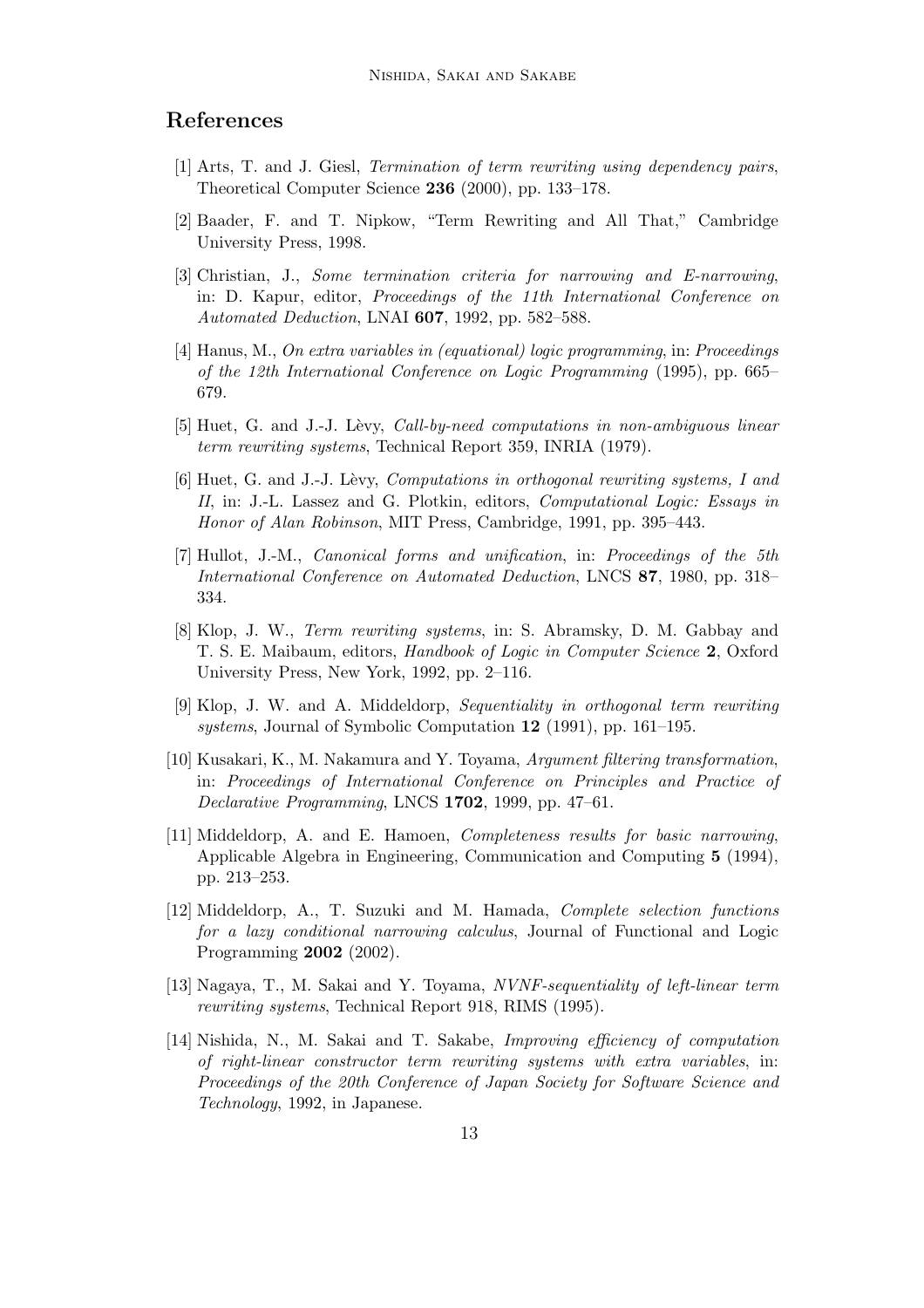## References

[1] Arts, T. and J. Giesl, *Termination of term rewriting using dependency pairs*, Theoretical Computer Science **236** (2000), pp. 133–178.

[2] Baader, F. and T. Nipkow, "Term Rewriting and All That," Cambridge University Press, 1998.

[3] Christian, J., *Some termination criteria for narrowing and E-narrowing*, in: D. Kapur, editor, *Proceedings of the 11th International Conference on Automated Deduction*, LNAI **607**, 1992, pp. 582–588.

[4] Hanus, M., *On extra variables in (equational) logic programming*, in: *Proceedings of the 12th International Conference on Logic Programming* (1995), pp. 665–679.

[5] Huet, G. and J.-J. Lèvy, *Call-by-need computations in non-ambiguous linear term rewriting systems*, Technical Report 359, INRIA (1979).

[6] Huet, G. and J.-J. Lèvy, *Computations in orthogonal rewriting systems, I and II*, in: J.-L. Lassez and G. Plotkin, editors, *Computational Logic: Essays in Honor of Alan Robinson*, MIT Press, Cambridge, 1991, pp. 395–443.

[7] Hullot, J.-M., *Canonical forms and unification*, in: *Proceedings of the 5th International Conference on Automated Deduction*, LNCS **87**, 1980, pp. 318–334.

[8] Klop, J. W., *Term rewriting systems*, in: S. Abramsky, D. M. Gabbay and T. S. E. Maibaum, editors, *Handbook of Logic in Computer Science* **2**, Oxford University Press, New York, 1992, pp. 2–116.

[9] Klop, J. W. and A. Middeldorp, *Sequentiality in orthogonal term rewriting systems*, Journal of Symbolic Computation **12** (1991), pp. 161–195.

[10] Kusakari, K., M. Nakamura and Y. Toyama, *Argument filtering transformation*, in: *Proceedings of International Conference on Principles and Practice of Declarative Programming*, LNCS **1702**, 1999, pp. 47–61.

[11] Middeldorp, A. and E. Hamoen, *Completeness results for basic narrowing*, Applicable Algebra in Engineering, Communication and Computing **5** (1994), pp. 213–253.

[12] Middeldorp, A., T. Suzuki and M. Hamada, *Complete selection functions for a lazy conditional narrowing calculus*, Journal of Functional and Logic Programming **2002** (2002).

[13] Nagaya, T., M. Sakai and Y. Toyama, *NVNF-sequentiality of left-linear term rewriting systems*, Technical Report 918, RIMS (1995).

[14] Nishida, N., M. Sakai and T. Sakabe, *Improving efficiency of computation of right-linear constructor term rewriting systems with extra variables*, in: *Proceedings of the 20th Conference of Japan Society for Software Science and Technology*, 1992, in Japanese.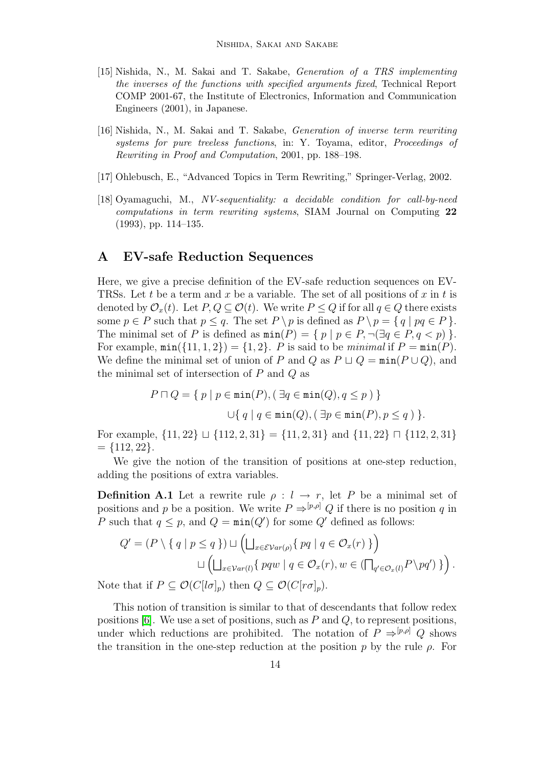[15] Nishida, N., M. Sakai and T. Sakabe, *Generation of a TRS implementing the inverses of the functions with specified arguments fixed*, Technical Report COMP 2001-67, the Institute of Electronics, Information and Communication Engineers (2001), in Japanese.

[16] Nishida, N., M. Sakai and T. Sakabe, *Generation of inverse term rewriting systems for pure treeless functions*, in: Y. Toyama, editor, *Proceedings of Rewriting in Proof and Computation*, 2001, pp. 188–198.

[17] Ohlebusch, E., "Advanced Topics in Term Rewriting," Springer-Verlag, 2002.

[18] Oyamaguchi, M., *NV-sequentiality: a decidable condition for call-by-need computations in term rewriting systems*, SIAM Journal on Computing **22** (1993), pp. 114–135.

# A EV-safe Reduction Sequences

Here, we give a precise definition of the EV-safe reduction sequences on EV-TRSs. Let $t$ be a term and $x$ be a variable. The set of all positions of $x$ in $t$ is denoted by $\mathcal{O}_x(t)$. Let $P, Q \subseteq \mathcal{O}(t)$. We write $P \leq Q$ if for all $q \in Q$ there exists some $p \in P$ such that $p \leq q$. The set $P \setminus p$ is defined as $P \setminus p = \{ q \mid pq \in P \}$. The minimal set of $P$ is defined as $\mathtt{min}(P) = \{ p \mid p \in P, \neg(\exists q \in P, q < p) \}$. For example, $\mathtt{min}(\{11, 1, 2\}) = \{1, 2\}$. $P$ is said to be *minimal* if $P = \mathtt{min}(P)$. We define the minimal set of union of $P$ and $Q$ as $P \sqcup Q = \mathtt{min}(P \cup Q)$, and the minimal set of intersection of $P$ and $Q$ as

$$P \sqcap Q = \{ p \mid p \in \mathtt{min}(P), (\ \exists q \in \mathtt{min}(Q), q \leq p\ ) \} \\ \cup \{ q \mid q \in \mathtt{min}(Q), (\ \exists p \in \mathtt{min}(P), p \leq q\ ) \}.$$

For example, $\{11, 22\} \sqcup \{112, 2, 31\} = \{11, 2, 31\}$ and $\{11, 22\} \sqcap \{112, 2, 31\} = \{112, 22\}$.

We give the notion of the transition of positions at one-step reduction, adding the positions of extra variables.

**Definition A.1** Let a rewrite rule $\rho : l \to r$, let $P$ be a minimal set of positions and $p$ be a position. We write $P \Rightarrow^{[p,\rho]} Q$ if there is no position $q$ in $P$ such that $q \leq p$, and $Q = \mathtt{min}(Q')$ for some $Q'$ defined as follows:

$$Q' = (P \setminus \{ q \mid p \leq q \}) \sqcup \left( \bigsqcup_{x \in \mathcal{EV}ar(\rho)} \{ pq \mid q \in \mathcal{O}_x(r) \} \right) \\ \sqcup \left( \bigsqcup_{x \in \mathcal{V}ar(l)} \{ pqw \mid q \in \mathcal{O}_x(r), w \in (\textstyle\bigsqcap_{q' \in \mathcal{O}_x(l)} P \setminus pq') \} \right).$$

Note that if $P \subseteq \mathcal{O}(C[l\sigma]_p)$ then $Q \subseteq \mathcal{O}(C[r\sigma]_p)$.

This notion of transition is similar to that of descendants that follow redex positions [6]. We use a set of positions, such as $P$ and $Q$, to represent positions, under which reductions are prohibited. The notation of $P \Rightarrow^{[p,\rho]} Q$ shows the transition in the one-step reduction at the position $p$ by the rule $\rho$. For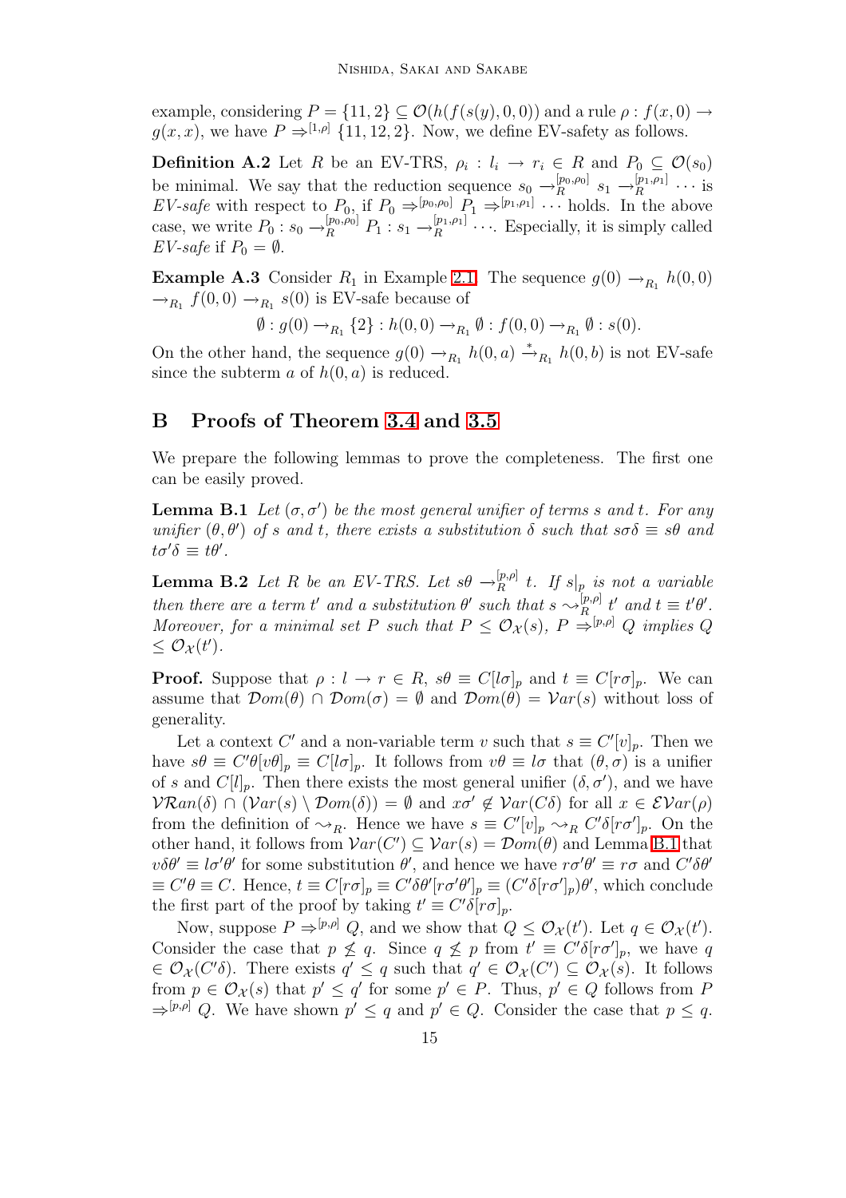example, considering $P = \{11, 2\} \subseteq \mathcal{O}(h(f(s(y), 0, 0))$ and a rule $\rho : f(x, 0) \to g(x, x)$, we have $P \Rightarrow^{[1,\rho]} \{11, 12, 2\}$. Now, we define EV-safety as follows.

**Definition A.2** Let $R$ be an EV-TRS, $\rho_i : l_i \to r_i \in R$ and $P_0 \subseteq \mathcal{O}(s_0)$ be minimal. We say that the reduction sequence $s_0 \to_R^{[p_0,\rho_0]} s_1 \to_R^{[p_1,\rho_1]} \cdots$ is *EV-safe* with respect to $P_0$, if $P_0 \Rightarrow^{[p_0,\rho_0]} P_1 \Rightarrow^{[p_1,\rho_1]} \cdots$ holds. In the above case, we write $P_0 : s_0 \to_R^{[p_0,\rho_0]} P_1 : s_1 \to_R^{[p_1,\rho_1]} \cdots$. Especially, it is simply called *EV-safe* if $P_0 = \emptyset$.

**Example A.3** Consider $R_1$ in Example 2.1. The sequence $g(0) \to_{R_1} h(0, 0) \to_{R_1} f(0, 0) \to_{R_1} s(0)$ is EV-safe because of

$$\emptyset : g(0) \to_{R_1} \{2\} : h(0, 0) \to_{R_1} \emptyset : f(0, 0) \to_{R_1} \emptyset : s(0).$$

On the other hand, the sequence $g(0) \to_{R_1} h(0, a) \xrightarrow{*}_{R_1} h(0, b)$ is not EV-safe since the subterm $a$ of $h(0, a)$ is reduced.

## B Proofs of Theorem 3.4 and 3.5

We prepare the following lemmas to prove the completeness. The first one can be easily proved.

**Lemma B.1** *Let $(\sigma, \sigma')$ be the most general unifier of terms $s$ and $t$. For any unifier $(\theta, \theta')$ of $s$ and $t$, there exists a substitution $\delta$ such that $s\sigma\delta \equiv s\theta$ and $t\sigma'\delta \equiv t\theta'$.*

**Lemma B.2** *Let $R$ be an EV-TRS. Let $s\theta \to_R^{[p,\rho]} t$. If $s|_p$ is not a variable then there are a term $t'$ and a substitution $\theta'$ such that $s \rightsquigarrow_R^{[p,\rho]} t'$ and $t \equiv t'\theta'$. Moreover, for a minimal set $P$ such that $P \leq \mathcal{O}_\mathcal{X}(s)$, $P \Rightarrow^{[p,\rho]} Q$ implies $Q \leq \mathcal{O}_\mathcal{X}(t')$.*

**Proof.** Suppose that $\rho : l \to r \in R$, $s\theta \equiv C[l\sigma]_p$ and $t \equiv C[r\sigma]_p$. We can assume that $\mathcal{D}om(\theta) \cap \mathcal{D}om(\sigma) = \emptyset$ and $\mathcal{D}om(\theta) = \mathcal{V}ar(s)$ without loss of generality.

Let a context $C'$ and a non-variable term $v$ such that $s \equiv C'[v]_p$. Then we have $s\theta \equiv C'\theta[v\theta]_p \equiv C[l\sigma]_p$. It follows from $v\theta \equiv l\sigma$ that $(\theta, \sigma)$ is a unifier of $s$ and $C[l]_p$. Then there exists the most general unifier $(\delta, \sigma')$, and we have $\mathcal{VR}an(\delta) \cap (\mathcal{V}ar(s) \setminus \mathcal{D}om(\delta)) = \emptyset$ and $x\sigma' \notin \mathcal{V}ar(C\delta)$ for all $x \in \mathcal{EV}ar(\rho)$ from the definition of $\rightsquigarrow_R$. Hence we have $s \equiv C'[v]_p \rightsquigarrow_R C'\delta[r\sigma']_p$. On the other hand, it follows from $\mathcal{V}ar(C') \subseteq \mathcal{V}ar(s) = \mathcal{D}om(\theta)$ and Lemma B.1 that $v\delta\theta' \equiv l\sigma'\theta'$ for some substitution $\theta'$, and hence we have $r\sigma'\theta' \equiv r\sigma$ and $C'\delta\theta' \equiv C'\theta \equiv C$. Hence, $t \equiv C[r\sigma]_p \equiv C'\delta\theta'[r\sigma'\theta']_p \equiv (C'\delta[r\sigma']_p)\theta'$, which conclude the first part of the proof by taking $t' \equiv C'\delta[r\sigma]_p$.

Now, suppose $P \Rightarrow^{[p,\rho]} Q$, and we show that $Q \leq \mathcal{O}_\mathcal{X}(t')$. Let $q \in \mathcal{O}_\mathcal{X}(t')$. Consider the case that $p \not\leq q$. Since $q \not\leq p$ from $t' \equiv C'\delta[r\sigma']_p$, we have $q \in \mathcal{O}_\mathcal{X}(C'\delta)$. There exists $q' \leq q$ such that $q' \in \mathcal{O}_\mathcal{X}(C') \subseteq \mathcal{O}_\mathcal{X}(s)$. It follows from $p \in \mathcal{O}_\mathcal{X}(s)$ that $p' \leq q'$ for some $p' \in P$. Thus, $p' \in Q$ follows from $P \Rightarrow^{[p,\rho]} Q$. We have shown $p' \leq q$ and $p' \in Q$. Consider the case that $p \leq q$.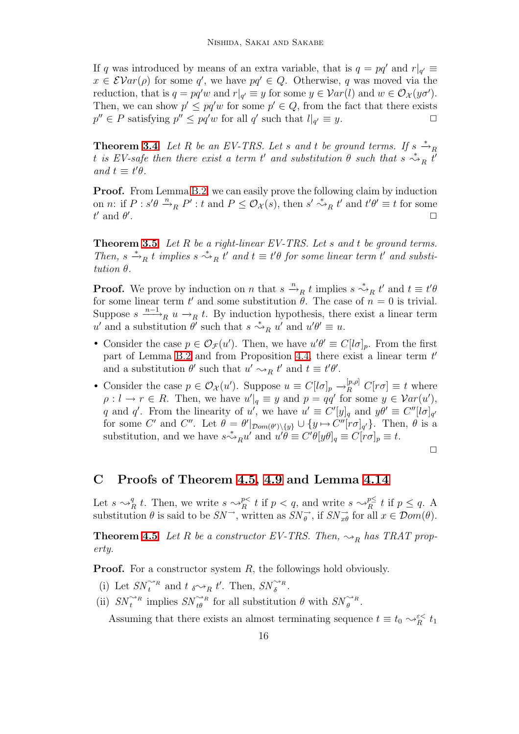If $q$ was introduced by means of an extra variable, that is $q = pq'$ and $r|_{q'} \equiv x \in \mathcal{EV}ar(\rho)$ for some $q'$, we have $pq' \in Q$. Otherwise, $q$ was moved via the reduction, that is $q = pq'w$ and $r|_{q'} \equiv y$ for some $y \in \mathcal{V}ar(l)$ and $w \in \mathcal{O}_{\mathcal{X}}(y\sigma')$. Then, we can show $p' \leq pq'w$ for some $p' \in Q$, from the fact that there exists $p'' \in P$ satisfying $p'' \leq pq'w$ for all $q'$ such that $l|_{q'} \equiv y$. □

**Theorem 3.4** *Let $R$ be an EV-TRS. Let $s$ and $t$ be ground terms. If $s \xrightarrow{*}_R t$ is EV-safe then there exist a term $t'$ and substitution $\theta$ such that $s \overset{*}{\rightsquigarrow}_R t'$ and $t \equiv t'\theta$.*

**Proof.** From Lemma B.2, we can easily prove the following claim by induction on $n$: if $P : s'\theta \xrightarrow{n}_R P' : t$ and $P \leq \mathcal{O}_{\mathcal{X}}(s)$, then $s' \overset{*}{\rightsquigarrow}_R t'$ and $t'\theta' \equiv t$ for some $t'$ and $\theta'$. □

**Theorem 3.5** *Let $R$ be a right-linear EV-TRS. Let $s$ and $t$ be ground terms. Then, $s \xrightarrow{*}_R t$ implies $s \overset{*}{\rightsquigarrow}_R t'$ and $t \equiv t'\theta$ for some linear term $t'$ and substitution $\theta$.*

**Proof.** We prove by induction on $n$ that $s \xrightarrow{n}_R t$ implies $s \overset{*}{\rightsquigarrow}_R t'$ and $t \equiv t'\theta$ for some linear term $t'$ and some substitution $\theta$. The case of $n = 0$ is trivial. Suppose $s \xrightarrow{n-1}_R u \rightarrow_R t$. By induction hypothesis, there exist a linear term $u'$ and a substitution $\theta'$ such that $s \overset{*}{\rightsquigarrow}_R u'$ and $u'\theta' \equiv u$.

- Consider the case $p \in \mathcal{O}_{\mathcal{F}}(u')$. Then, we have $u'\theta' \equiv C[l\sigma]_p$. From the first part of Lemma B.2 and from Proposition 4.4, there exist a linear term $t'$ and a substitution $\theta'$ such that $u' \rightsquigarrow_R t'$ and $t \equiv t'\theta'$.
- Consider the case $p \in \mathcal{O}_{\mathcal{X}}(u')$. Suppose $u \equiv C[l\sigma]_p \rightarrow_R^{[p,\rho]} C[r\sigma] \equiv t$ where $\rho : l \rightarrow r \in R$. Then, we have $u'|_q \equiv y$ and $p = qq'$ for some $y \in \mathcal{V}ar(u')$, $q$ and $q'$. From the linearity of $u'$, we have $u' \equiv C'[y]_q$ and $y\theta' \equiv C''[l\sigma]_{q'}$ for some $C'$ and $C''$. Let $\theta = \theta'|_{\mathcal{D}om(\theta')\setminus\{y\}} \cup \{y \mapsto C''[r\sigma]_{q'}\}$. Then, $\theta$ is a substitution, and we have $s \overset{*}{\rightsquigarrow}_R u'$ and $u'\theta \equiv C'\theta[y\theta]_q \equiv C[r\sigma]_p \equiv t$.

□

## C Proofs of Theorem 4.5, 4.9 and Lemma 4.14

Let $s \rightsquigarrow_R^q t$. Then, we write $s \rightsquigarrow_R^{p<} t$ if $p < q$, and write $s \rightsquigarrow_R^{p\leq} t$ if $p \leq q$. A substitution $\theta$ is said to be $SN^{\rightarrow}$, written as $SN_\theta^{\rightarrow}$, if $SN_{x\theta}^{\rightarrow}$ for all $x \in \mathcal{D}om(\theta)$.

**Theorem 4.5** *Let $R$ be a constructor EV-TRS. Then, $\rightsquigarrow_R$ has TRAT property.*

**Proof.** For a constructor system $R$, the followings hold obviously.

(i) Let $SN_t^{\rightsquigarrow_R}$ and $t\ {}_\delta{\rightsquigarrow_R}\ t'$. Then, $SN_\delta^{\rightsquigarrow_R}$.

(ii) $SN_t^{\rightsquigarrow_R}$ implies $SN_{t\theta}^{\rightsquigarrow_R}$ for all substitution $\theta$ with $SN_\theta^{\rightsquigarrow_R}$.

Assuming that there exists an almost terminating sequence $t \equiv t_0 \rightsquigarrow_R^{\varepsilon<} t_1$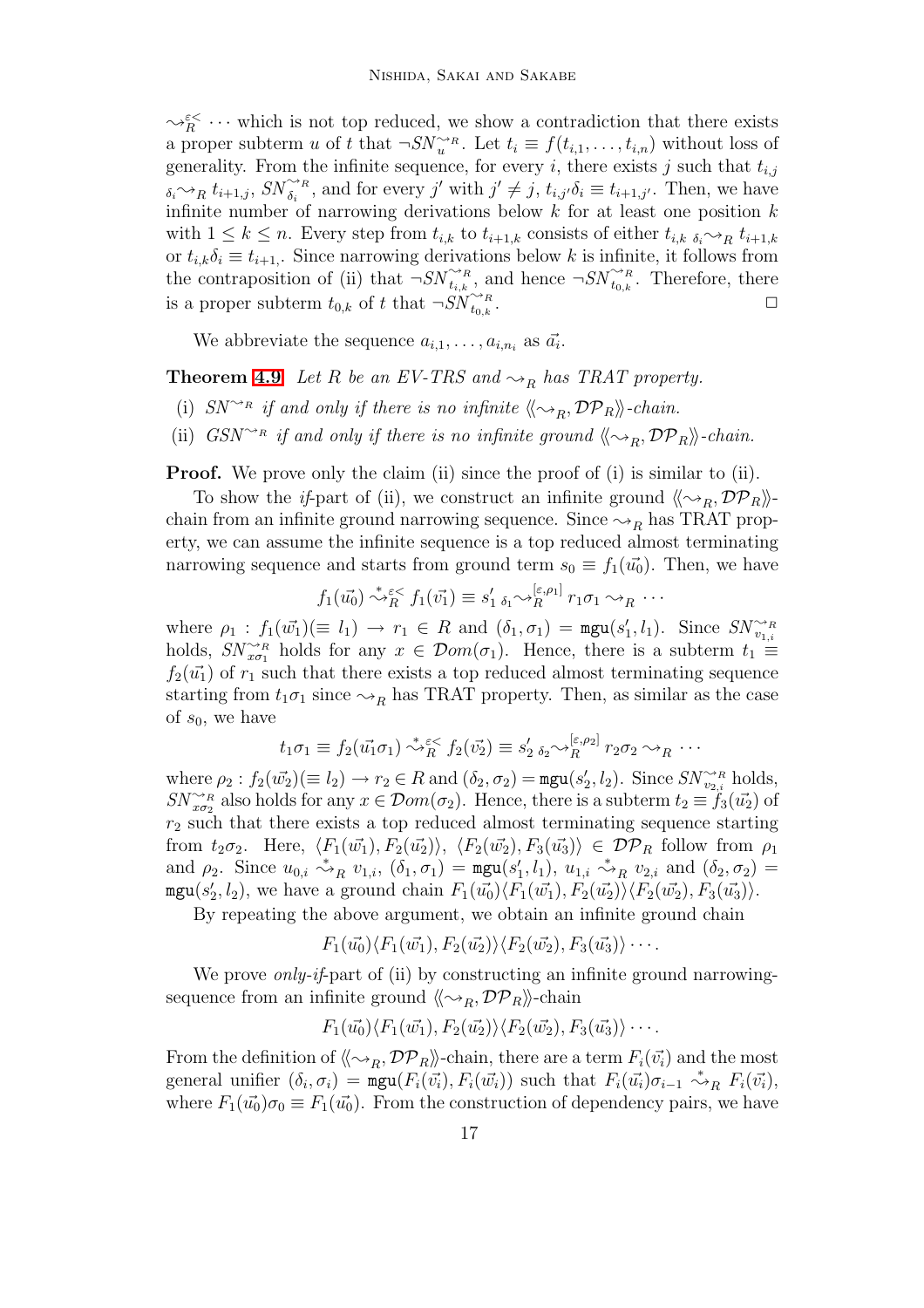$\leadsto_R^{\varepsilon<} \cdots$ which is not top reduced, we show a contradiction that there exists a proper subterm $u$ of $t$ that $\neg SN_u^{\leadsto_R}$. Let $t_i \equiv f(t_{i,1}, \ldots, t_{i,n})$ without loss of generality. From the infinite sequence, for every $i$, there exists $j$ such that $t_{i,j}\ {}_{\delta_i}\!\!\leadsto_R t_{i+1,j}$, $SN_{\delta_i}^{\leadsto_R}$, and for every $j'$ with $j' \neq j$, $t_{i,j'}\delta_i \equiv t_{i+1,j'}$. Then, we have infinite number of narrowing derivations below $k$ for at least one position $k$ with $1 \leq k \leq n$. Every step from $t_{i,k}$ to $t_{i+1,k}$ consists of either $t_{i,k}\ {}_{\delta_i}\!\!\leadsto_R t_{i+1,k}$ or $t_{i,k}\delta_i \equiv t_{i+1,}$. Since narrowing derivations below $k$ is infinite, it follows from the contraposition of (ii) that $\neg SN_{t_{i,k}}^{\leadsto_R}$, and hence $\neg SN_{t_{0,k}}^{\leadsto_R}$. Therefore, there is a proper subterm $t_{0,k}$ of $t$ that $\neg SN_{t_{0,k}}^{\leadsto_R}$. $\square$

We abbreviate the sequence $a_{i,1}, \ldots, a_{i,n_i}$ as $\vec{a_i}$.

**Theorem 4.9** *Let $R$ be an EV-TRS and $\leadsto_R$ has TRAT property.*

(i) *$SN^{\leadsto_R}$ if and only if there is no infinite $\langle\!\langle \leadsto_R, \mathcal{DP}_R \rangle\!\rangle$-chain.*

(ii) *$GSN^{\leadsto_R}$ if and only if there is no infinite ground $\langle\!\langle \leadsto_R, \mathcal{DP}_R \rangle\!\rangle$-chain.*

**Proof.** We prove only the claim (ii) since the proof of (i) is similar to (ii).

To show the *if*-part of (ii), we construct an infinite ground $\langle\!\langle \leadsto_R, \mathcal{DP}_R \rangle\!\rangle$-chain from an infinite ground narrowing sequence. Since $\leadsto_R$ has TRAT property, we can assume the infinite sequence is a top reduced almost terminating narrowing sequence and starts from ground term $s_0 \equiv f_1(\vec{u_0})$. Then, we have

$$f_1(\vec{u_0}) \overset{*}{\leadsto}_R^{\varepsilon<} f_1(\vec{v_1}) \equiv s_1'\ {}_{\delta_1}\!\!\leadsto_R^{[\varepsilon,\rho_1]} r_1\sigma_1 \leadsto_R \cdots$$

where $\rho_1 : f_1(\vec{w_1}) (\equiv l_1) \to r_1 \in R$ and $(\delta_1, \sigma_1) = \mathtt{mgu}(s_1', l_1)$. Since $SN_{v_{1,i}}^{\leadsto_R}$ holds, $SN_{x\sigma_1}^{\leadsto_R}$ holds for any $x \in \mathcal{D}om(\sigma_1)$. Hence, there is a subterm $t_1 \equiv f_2(\vec{u_1})$ of $r_1$ such that there exists a top reduced almost terminating sequence starting from $t_1\sigma_1$ since $\leadsto_R$ has TRAT property. Then, as similar as the case of $s_0$, we have

$$t_1\sigma_1 \equiv f_2(\vec{u_1}\sigma_1) \overset{*}{\leadsto}_R^{\varepsilon<} f_2(\vec{v_2}) \equiv s_2'\ {}_{\delta_2}\!\!\leadsto_R^{[\varepsilon,\rho_2]} r_2\sigma_2 \leadsto_R \cdots$$

where $\rho_2 : f_2(\vec{w_2}) (\equiv l_2) \to r_2 \in R$ and $(\delta_2, \sigma_2) = \mathtt{mgu}(s_2', l_2)$. Since $SN_{v_{2,i}}^{\leadsto_R}$ holds, $SN_{x\sigma_2}^{\leadsto_R}$ also holds for any $x \in \mathcal{D}om(\sigma_2)$. Hence, there is a subterm $t_2 \equiv f_3(\vec{u_2})$ of $r_2$ such that there exists a top reduced almost terminating sequence starting from $t_2\sigma_2$. Here, $\langle F_1(\vec{w_1}), F_2(\vec{u_2})\rangle$, $\langle F_2(\vec{w_2}), F_3(\vec{u_3})\rangle \in \mathcal{DP}_R$ follow from $\rho_1$ and $\rho_2$. Since $u_{0,i} \overset{*}{\leadsto}_R v_{1,i}$, $(\delta_1, \sigma_1) = \mathtt{mgu}(s_1', l_1)$, $u_{1,i} \overset{*}{\leadsto}_R v_{2,i}$ and $(\delta_2, \sigma_2) = \mathtt{mgu}(s_2', l_2)$, we have a ground chain $F_1(\vec{u_0})\langle F_1(\vec{w_1}), F_2(\vec{u_2})\rangle\langle F_2(\vec{w_2}), F_3(\vec{u_3})\rangle$.

By repeating the above argument, we obtain an infinite ground chain

$$F_1(\vec{u_0})\langle F_1(\vec{w_1}), F_2(\vec{u_2})\rangle\langle F_2(\vec{w_2}), F_3(\vec{u_3})\rangle \cdots.$$

We prove *only-if*-part of (ii) by constructing an infinite ground narrowing-sequence from an infinite ground $\langle\!\langle \leadsto_R, \mathcal{DP}_R \rangle\!\rangle$-chain

$$F_1(\vec{u_0})\langle F_1(\vec{w_1}), F_2(\vec{u_2})\rangle\langle F_2(\vec{w_2}), F_3(\vec{u_3})\rangle \cdots.$$

From the definition of $\langle\!\langle \leadsto_R, \mathcal{DP}_R \rangle\!\rangle$-chain, there are a term $F_i(\vec{v_i})$ and the most general unifier $(\delta_i, \sigma_i) = \mathtt{mgu}(F_i(\vec{v_i}), F_i(\vec{w_i}))$ such that $F_i(\vec{u_i})\sigma_{i-1} \overset{*}{\leadsto}_R F_i(\vec{v_i})$, where $F_1(\vec{u_0})\sigma_0 \equiv F_1(\vec{u_0})$. From the construction of dependency pairs, we have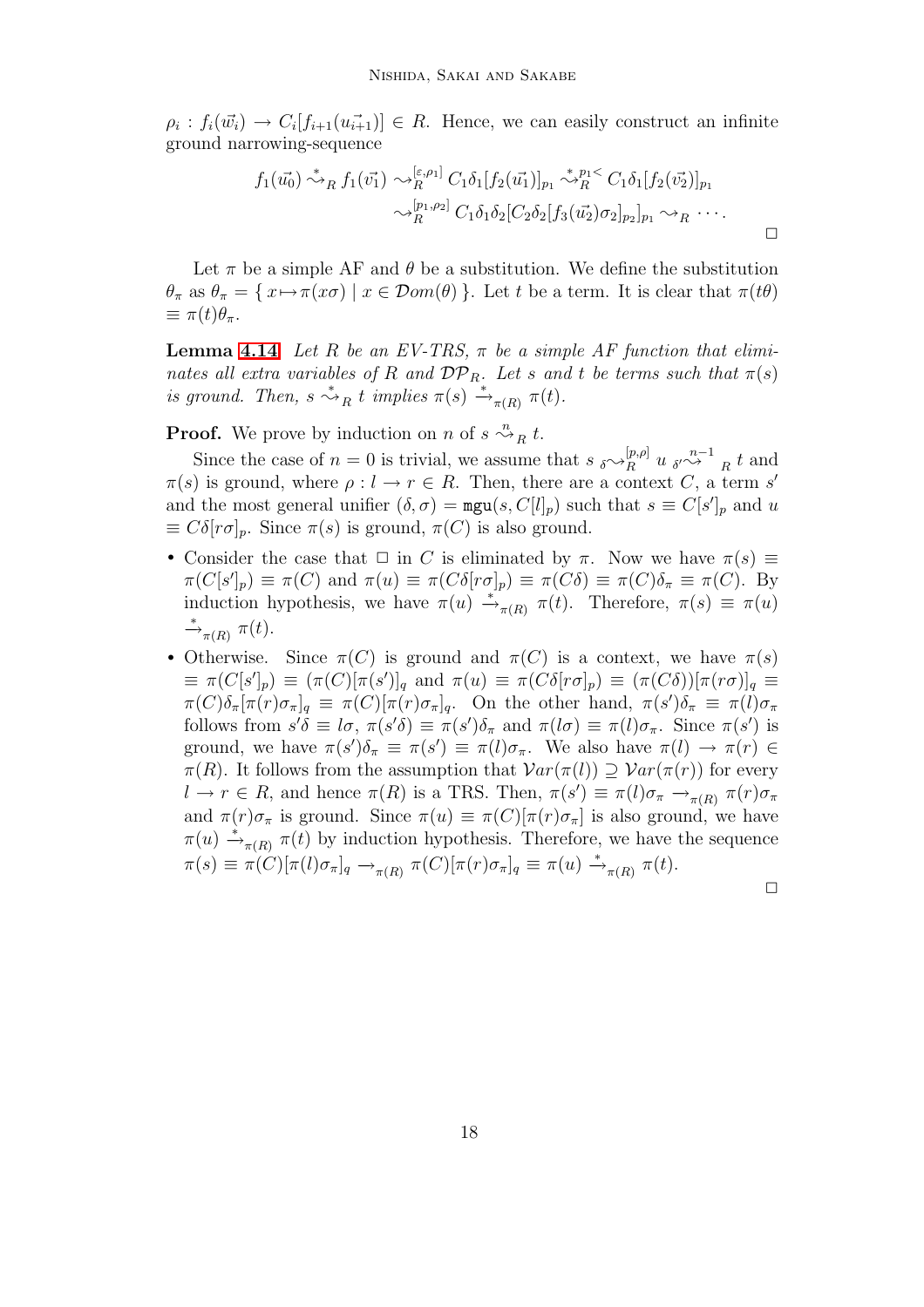$\rho_i : f_i(\vec{w_i}) \to C_i[f_{i+1}(\vec{u_{i+1}})] \in R$. Hence, we can easily construct an infinite ground narrowing-sequence

$$
\begin{aligned}
f_1(\vec{u_0}) \overset{*}{\rightsquigarrow}_R f_1(\vec{v_1}) &\rightsquigarrow_R^{[\varepsilon,\rho_1]} C_1\delta_1[f_2(\vec{u_1})]_{p_1} \overset{*}{\rightsquigarrow}_R^{p_1<} C_1\delta_1[f_2(\vec{v_2})]_{p_1} \\
&\rightsquigarrow_R^{[p_1,\rho_2]} C_1\delta_1\delta_2[C_2\delta_2[f_3(\vec{u_2})\sigma_2]_{p_2}]_{p_1} \rightsquigarrow_R \cdots .
\end{aligned}
$$

□

Let $\pi$ be a simple AF and $\theta$ be a substitution. We define the substitution $\theta_\pi$ as $\theta_\pi = \{ x \mapsto \pi(x\sigma) \mid x \in \mathcal{D}om(\theta) \}$. Let $t$ be a term. It is clear that $\pi(t\theta) \equiv \pi(t)\theta_\pi$.

**Lemma 4.14** *Let $R$ be an EV-TRS, $\pi$ be a simple AF function that eliminates all extra variables of $R$ and $\mathcal{DP}_R$. Let $s$ and $t$ be terms such that $\pi(s)$ is ground. Then, $s \overset{*}{\rightsquigarrow}_R t$ implies $\pi(s) \overset{*}{\to}_{\pi(R)} \pi(t)$.*

**Proof.** We prove by induction on $n$ of $s \overset{n}{\rightsquigarrow}_R t$.

Since the case of $n = 0$ is trivial, we assume that $s \;{}_{\delta}{\rightsquigarrow}_R^{[p,\rho]}\; u \;{}_{\delta'}{\overset{n-1}{\rightsquigarrow}}_R\; t$ and $\pi(s)$ is ground, where $\rho : l \to r \in R$. Then, there are a context $C$, a term $s'$ and the most general unifier $(\delta, \sigma) = \mathtt{mgu}(s, C[l]_p)$ such that $s \equiv C[s']_p$ and $u \equiv C\delta[r\sigma]_p$. Since $\pi(s)$ is ground, $\pi(C)$ is also ground.

- Consider the case that $\Box$ in $C$ is eliminated by $\pi$. Now we have $\pi(s) \equiv \pi(C[s']_p) \equiv \pi(C)$ and $\pi(u) \equiv \pi(C\delta[r\sigma]_p) \equiv \pi(C\delta) \equiv \pi(C)\delta_\pi \equiv \pi(C)$. By induction hypothesis, we have $\pi(u) \overset{*}{\to}_{\pi(R)} \pi(t)$. Therefore, $\pi(s) \equiv \pi(u) \overset{*}{\to}_{\pi(R)} \pi(t)$.
- Otherwise. Since $\pi(C)$ is ground and $\pi(C)$ is a context, we have $\pi(s) \equiv \pi(C[s']_p) \equiv (\pi(C)[\pi(s')]_q$ and $\pi(u) \equiv \pi(C\delta[r\sigma]_p) \equiv (\pi(C\delta))[\pi(r\sigma)]_q \equiv \pi(C)\delta_\pi[\pi(r)\sigma_\pi]_q \equiv \pi(C)[\pi(r)\sigma_\pi]_q$. On the other hand, $\pi(s')\delta_\pi \equiv \pi(l)\sigma_\pi$ follows from $s'\delta \equiv l\sigma$, $\pi(s'\delta) \equiv \pi(s')\delta_\pi$ and $\pi(l\sigma) \equiv \pi(l)\sigma_\pi$. Since $\pi(s')$ is ground, we have $\pi(s')\delta_\pi \equiv \pi(s') \equiv \pi(l)\sigma_\pi$. We also have $\pi(l) \to \pi(r) \in \pi(R)$. It follows from the assumption that $\mathcal{V}ar(\pi(l)) \supseteq \mathcal{V}ar(\pi(r))$ for every $l \to r \in R$, and hence $\pi(R)$ is a TRS. Then, $\pi(s') \equiv \pi(l)\sigma_\pi \to_{\pi(R)} \pi(r)\sigma_\pi$ and $\pi(r)\sigma_\pi$ is ground. Since $\pi(u) \equiv \pi(C)[\pi(r)\sigma_\pi]$ is also ground, we have $\pi(u) \overset{*}{\to}_{\pi(R)} \pi(t)$ by induction hypothesis. Therefore, we have the sequence $\pi(s) \equiv \pi(C)[\pi(l)\sigma_\pi]_q \to_{\pi(R)} \pi(C)[\pi(r)\sigma_\pi]_q \equiv \pi(u) \overset{*}{\to}_{\pi(R)} \pi(t)$.

□